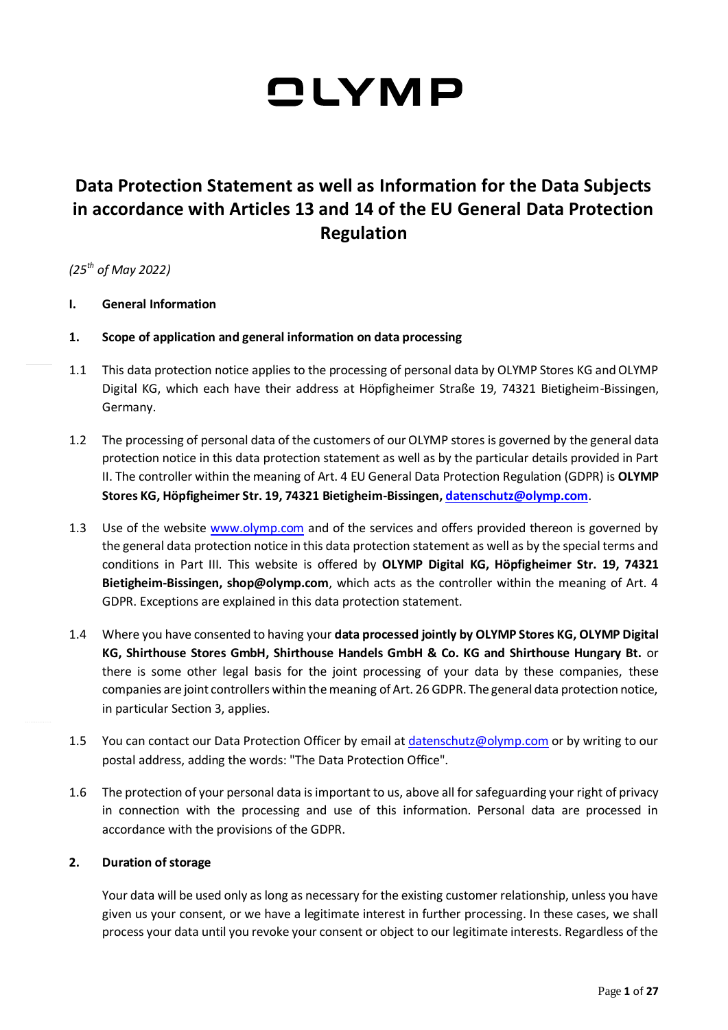# OLYMP

# Data Protection Statement as well as Information for the Data Subjects in accordance with Articles 13 and 14 of the EU General Data Protection Regulation

*(25th of May 2022)*

## I. General Information

### 1. Scope of application and general information on data processing

1.1 This data protection notice applies to the processing of personal data by OLYMP Stores KG and OLYMP Digital KG, which each have their address at Höpfigheimer Straße 19, 74321 Bietigheim-Bissingen, Germany.

1.2 The processing of personal data of the customers of our OLYMP stores is governed by the general data protection notice in this data protection statement as well as by the particular details provided in Part II. The controller within the meaning of Art. 4 EU General Data Protection Regulation (GDPR) is **OLYMP Stores KG, Höpfigheimer Str. 19, 74321 Bietigheim-Bissingen, datenschutz@olymp.com**.

1.3 Use of the website www.olymp.com and of the services and offers provided thereon is governed by the general data protection notice in this data protection statement as well as by the special terms and conditions in Part III. This website is offered by **OLYMP Digital KG, Höpfigheimer Str. 19, 74321 Bietigheim-Bissingen, shop@olymp.com**, which acts as the controller within the meaning of Art. 4 GDPR. Exceptions are explained in this data protection statement.

1.4 Where you have consented to having your **data processed jointly by OLYMP Stores KG, OLYMP Digital KG, Shirthouse Stores GmbH, Shirthouse Handels GmbH & Co. KG and Shirthouse Hungary Bt.** or there is some other legal basis for the joint processing of your data by these companies, these companies are joint controllers within the meaning of Art. 26 GDPR. The general data protection notice, in particular Section 3, applies.

1.5 You can contact our Data Protection Officer by email at datenschutz@olymp.com or by writing to our postal address, adding the words: "The Data Protection Office".

1.6 The protection of your personal data is important to us, above all for safeguarding your right of privacy in connection with the processing and use of this information. Personal data are processed in accordance with the provisions of the GDPR.

### 2. Duration of storage

Your data will be used only as long as necessary for the existing customer relationship, unless you have given us your consent, or we have a legitimate interest in further processing. In these cases, we shall process your data until you revoke your consent or object to our legitimate interests. Regardless of the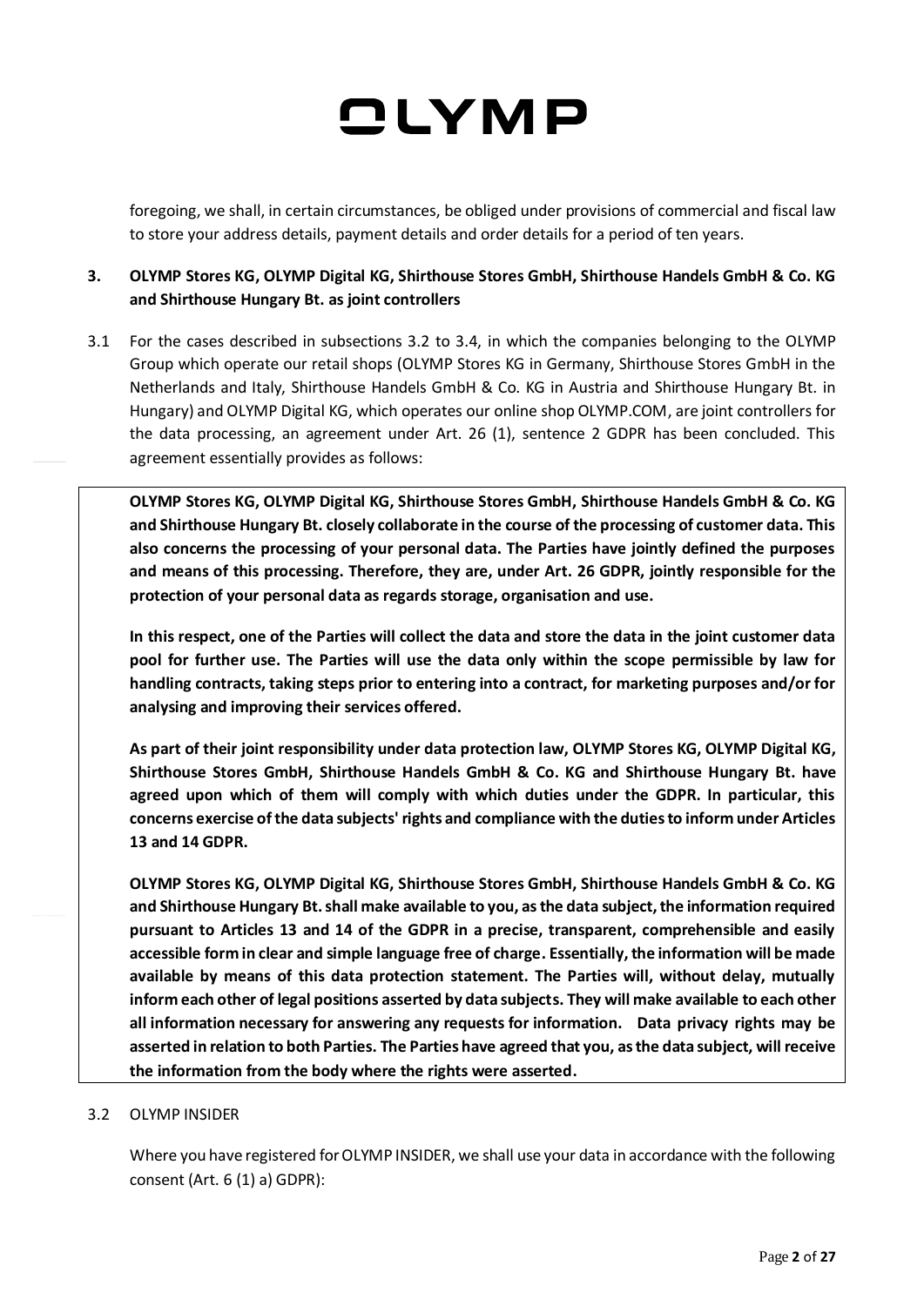foregoing, we shall, in certain circumstances, be obliged under provisions of commercial and fiscal law to store your address details, payment details and order details for a period of ten years.

## 3. OLYMP Stores KG, OLYMP Digital KG, Shirthouse Stores GmbH, Shirthouse Handels GmbH & Co. KG and Shirthouse Hungary Bt. as joint controllers

3.1 For the cases described in subsections 3.2 to 3.4, in which the companies belonging to the OLYMP Group which operate our retail shops (OLYMP Stores KG in Germany, Shirthouse Stores GmbH in the Netherlands and Italy, Shirthouse Handels GmbH & Co. KG in Austria and Shirthouse Hungary Bt. in Hungary) and OLYMP Digital KG, which operates our online shop OLYMP.COM, are joint controllers for the data processing, an agreement under Art. 26 (1), sentence 2 GDPR has been concluded. This agreement essentially provides as follows:

**OLYMP Stores KG, OLYMP Digital KG, Shirthouse Stores GmbH, Shirthouse Handels GmbH & Co. KG and Shirthouse Hungary Bt. closely collaborate in the course of the processing of customer data. This also concerns the processing of your personal data. The Parties have jointly defined the purposes and means of this processing. Therefore, they are, under Art. 26 GDPR, jointly responsible for the protection of your personal data as regards storage, organisation and use.**

**In this respect, one of the Parties will collect the data and store the data in the joint customer data pool for further use. The Parties will use the data only within the scope permissible by law for handling contracts, taking steps prior to entering into a contract, for marketing purposes and/or for analysing and improving their services offered.**

**As part of their joint responsibility under data protection law, OLYMP Stores KG, OLYMP Digital KG, Shirthouse Stores GmbH, Shirthouse Handels GmbH & Co. KG and Shirthouse Hungary Bt. have agreed upon which of them will comply with which duties under the GDPR. In particular, this concerns exercise of the data subjects' rights and compliance with the duties to inform under Articles 13 and 14 GDPR.**

**OLYMP Stores KG, OLYMP Digital KG, Shirthouse Stores GmbH, Shirthouse Handels GmbH & Co. KG and Shirthouse Hungary Bt. shall make available to you, as the data subject, the information required pursuant to Articles 13 and 14 of the GDPR in a precise, transparent, comprehensible and easily accessible form in clear and simple language free of charge. Essentially, the information will be made available by means of this data protection statement. The Parties will, without delay, mutually inform each other of legal positions asserted by data subjects. They will make available to each other all information necessary for answering any requests for information. Data privacy rights may be asserted in relation to both Parties. The Parties have agreed that you, as the data subject, will receive the information from the body where the rights were asserted.**

3.2 OLYMP INSIDER

Where you have registered for OLYMP INSIDER, we shall use your data in accordance with the following consent (Art. 6 (1) a) GDPR):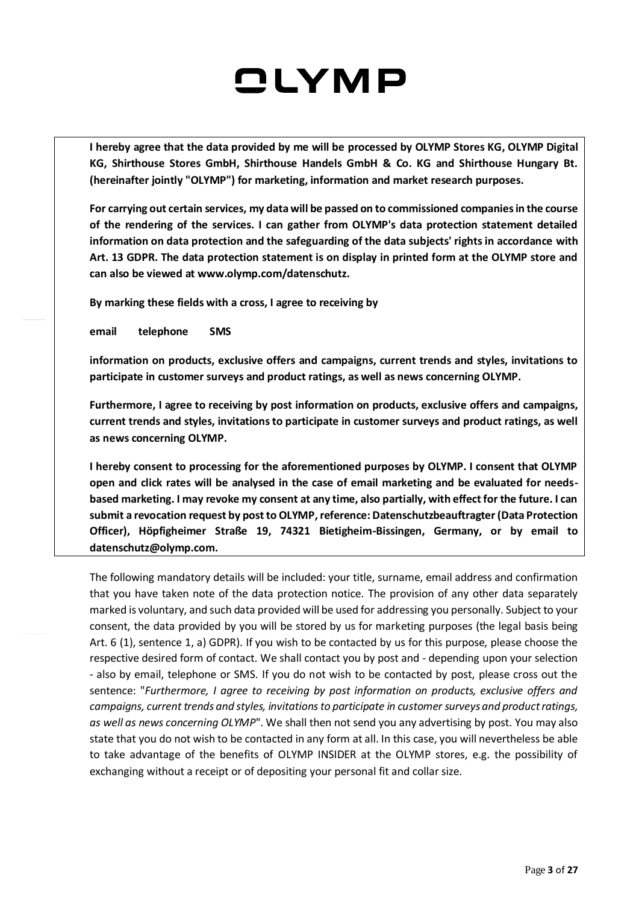**I hereby agree that the data provided by me will be processed by OLYMP Stores KG, OLYMP Digital KG, Shirthouse Stores GmbH, Shirthouse Handels GmbH & Co. KG and Shirthouse Hungary Bt. (hereinafter jointly "OLYMP") for marketing, information and market research purposes.**

**For carrying out certain services, my data will be passed on to commissioned companies in the course of the rendering of the services. I can gather from OLYMP's data protection statement detailed information on data protection and the safeguarding of the data subjects' rights in accordance with Art. 13 GDPR. The data protection statement is on display in printed form at the OLYMP store and can also be viewed at www.olymp.com/datenschutz.**

**By marking these fields with a cross, I agree to receiving by**

**email telephone SMS**

**information on products, exclusive offers and campaigns, current trends and styles, invitations to participate in customer surveys and product ratings, as well as news concerning OLYMP.**

**Furthermore, I agree to receiving by post information on products, exclusive offers and campaigns, current trends and styles, invitations to participate in customer surveys and product ratings, as well as news concerning OLYMP.**

**I hereby consent to processing for the aforementioned purposes by OLYMP. I consent that OLYMP open and click rates will be analysed in the case of email marketing and be evaluated for needs-based marketing. I may revoke my consent at any time, also partially, with effect for the future. I can submit a revocation request by post to OLYMP, reference: Datenschutzbeauftragter (Data Protection Officer), Höpfigheimer Straße 19, 74321 Bietigheim-Bissingen, Germany, or by email to datenschutz@olymp.com.**

The following mandatory details will be included: your title, surname, email address and confirmation that you have taken note of the data protection notice. The provision of any other data separately marked is voluntary, and such data provided will be used for addressing you personally. Subject to your consent, the data provided by you will be stored by us for marketing purposes (the legal basis being Art. 6 (1), sentence 1, a) GDPR). If you wish to be contacted by us for this purpose, please choose the respective desired form of contact. We shall contact you by post and - depending upon your selection - also by email, telephone or SMS. If you do not wish to be contacted by post, please cross out the sentence: "*Furthermore, I agree to receiving by post information on products, exclusive offers and campaigns, current trends and styles, invitations to participate in customer surveys and product ratings, as well as news concerning OLYMP*". We shall then not send you any advertising by post. You may also state that you do not wish to be contacted in any form at all. In this case, you will nevertheless be able to take advantage of the benefits of OLYMP INSIDER at the OLYMP stores, e.g. the possibility of exchanging without a receipt or of depositing your personal fit and collar size.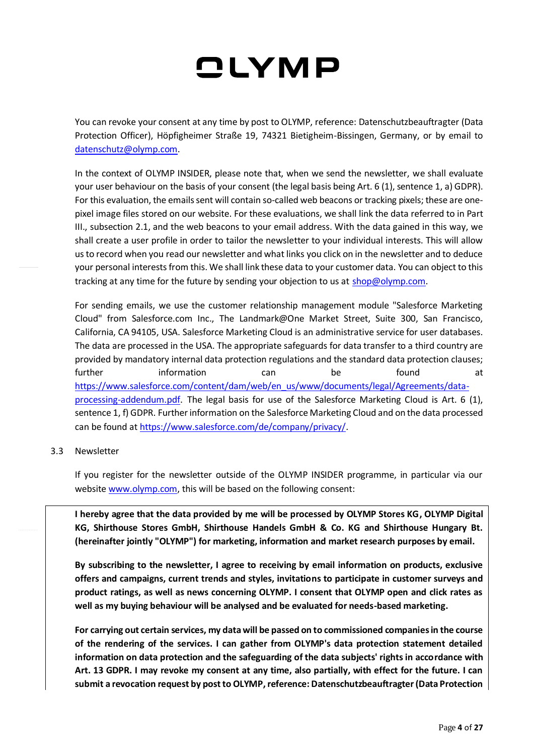You can revoke your consent at any time by post to OLYMP, reference: Datenschutzbeauftragter (Data Protection Officer), Höpfigheimer Straße 19, 74321 Bietigheim-Bissingen, Germany, or by email to datenschutz@olymp.com.

In the context of OLYMP INSIDER, please note that, when we send the newsletter, we shall evaluate your user behaviour on the basis of your consent (the legal basis being Art. 6 (1), sentence 1, a) GDPR). For this evaluation, the emails sent will contain so-called web beacons or tracking pixels; these are one-pixel image files stored on our website. For these evaluations, we shall link the data referred to in Part III., subsection 2.1, and the web beacons to your email address. With the data gained in this way, we shall create a user profile in order to tailor the newsletter to your individual interests. This will allow us to record when you read our newsletter and what links you click on in the newsletter and to deduce your personal interests from this. We shall link these data to your customer data. You can object to this tracking at any time for the future by sending your objection to us at shop@olymp.com.

For sending emails, we use the customer relationship management module "Salesforce Marketing Cloud" from Salesforce.com Inc., The Landmark@One Market Street, Suite 300, San Francisco, California, CA 94105, USA. Salesforce Marketing Cloud is an administrative service for user databases. The data are processed in the USA. The appropriate safeguards for data transfer to a third country are provided by mandatory internal data protection regulations and the standard data protection clauses; further information can be found at https://www.salesforce.com/content/dam/web/en_us/www/documents/legal/Agreements/data-processing-addendum.pdf. The legal basis for use of the Salesforce Marketing Cloud is Art. 6 (1), sentence 1, f) GDPR. Further information on the Salesforce Marketing Cloud and on the data processed can be found at https://www.salesforce.com/de/company/privacy/.

3.3 Newsletter

If you register for the newsletter outside of the OLYMP INSIDER programme, in particular via our website www.olymp.com, this will be based on the following consent:

**I hereby agree that the data provided by me will be processed by OLYMP Stores KG, OLYMP Digital KG, Shirthouse Stores GmbH, Shirthouse Handels GmbH & Co. KG and Shirthouse Hungary Bt. (hereinafter jointly "OLYMP") for marketing, information and market research purposes by email.**

**By subscribing to the newsletter, I agree to receiving by email information on products, exclusive offers and campaigns, current trends and styles, invitations to participate in customer surveys and product ratings, as well as news concerning OLYMP. I consent that OLYMP open and click rates as well as my buying behaviour will be analysed and be evaluated for needs-based marketing.**

**For carrying out certain services, my data will be passed on to commissioned companies in the course of the rendering of the services. I can gather from OLYMP's data protection statement detailed information on data protection and the safeguarding of the data subjects' rights in accordance with Art. 13 GDPR. I may revoke my consent at any time, also partially, with effect for the future. I can submit a revocation request by post to OLYMP, reference: Datenschutzbeauftragter (Data Protection**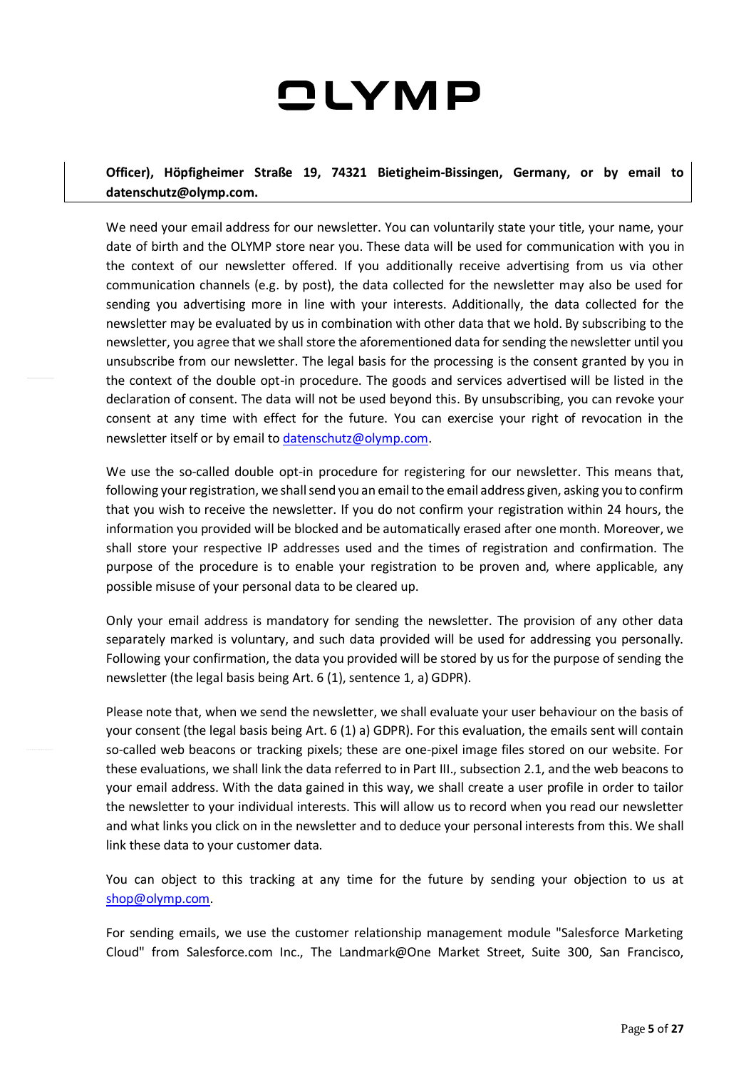**Officer), Höpfigheimer Straße 19, 74321 Bietigheim-Bissingen, Germany, or by email to datenschutz@olymp.com.**

We need your email address for our newsletter. You can voluntarily state your title, your name, your date of birth and the OLYMP store near you. These data will be used for communication with you in the context of our newsletter offered. If you additionally receive advertising from us via other communication channels (e.g. by post), the data collected for the newsletter may also be used for sending you advertising more in line with your interests. Additionally, the data collected for the newsletter may be evaluated by us in combination with other data that we hold. By subscribing to the newsletter, you agree that we shall store the aforementioned data for sending the newsletter until you unsubscribe from our newsletter. The legal basis for the processing is the consent granted by you in the context of the double opt-in procedure. The goods and services advertised will be listed in the declaration of consent. The data will not be used beyond this. By unsubscribing, you can revoke your consent at any time with effect for the future. You can exercise your right of revocation in the newsletter itself or by email to datenschutz@olymp.com.

We use the so-called double opt-in procedure for registering for our newsletter. This means that, following your registration, we shall send you an email to the email address given, asking you to confirm that you wish to receive the newsletter. If you do not confirm your registration within 24 hours, the information you provided will be blocked and be automatically erased after one month. Moreover, we shall store your respective IP addresses used and the times of registration and confirmation. The purpose of the procedure is to enable your registration to be proven and, where applicable, any possible misuse of your personal data to be cleared up.

Only your email address is mandatory for sending the newsletter. The provision of any other data separately marked is voluntary, and such data provided will be used for addressing you personally. Following your confirmation, the data you provided will be stored by us for the purpose of sending the newsletter (the legal basis being Art. 6 (1), sentence 1, a) GDPR).

Please note that, when we send the newsletter, we shall evaluate your user behaviour on the basis of your consent (the legal basis being Art. 6 (1) a) GDPR). For this evaluation, the emails sent will contain so-called web beacons or tracking pixels; these are one-pixel image files stored on our website. For these evaluations, we shall link the data referred to in Part III., subsection 2.1, and the web beacons to your email address. With the data gained in this way, we shall create a user profile in order to tailor the newsletter to your individual interests. This will allow us to record when you read our newsletter and what links you click on in the newsletter and to deduce your personal interests from this. We shall link these data to your customer data.

You can object to this tracking at any time for the future by sending your objection to us at shop@olymp.com.

For sending emails, we use the customer relationship management module "Salesforce Marketing Cloud" from Salesforce.com Inc., The Landmark@One Market Street, Suite 300, San Francisco,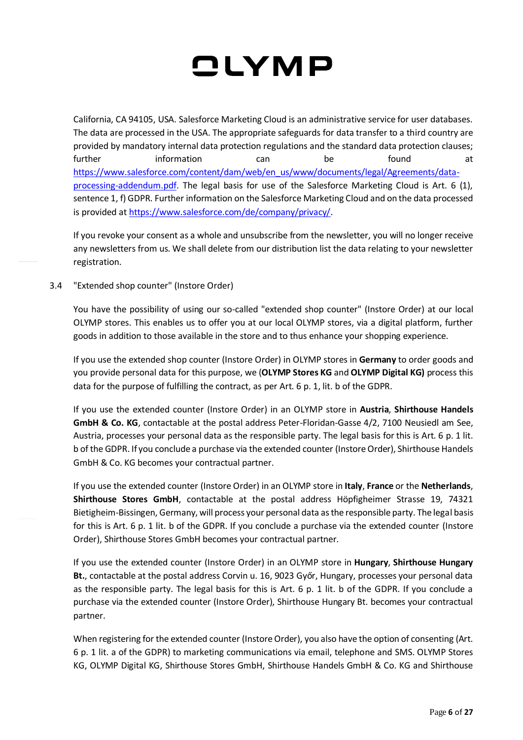California, CA 94105, USA. Salesforce Marketing Cloud is an administrative service for user databases. The data are processed in the USA. The appropriate safeguards for data transfer to a third country are provided by mandatory internal data protection regulations and the standard data protection clauses; further information can be found at [https://www.salesforce.com/content/dam/web/en_us/www/documents/legal/Agreements/data-processing-addendum.pdf](https://www.salesforce.com/content/dam/web/en_us/www/documents/legal/Agreements/data-processing-addendum.pdf). The legal basis for use of the Salesforce Marketing Cloud is Art. 6 (1), sentence 1, f) GDPR. Further information on the Salesforce Marketing Cloud and on the data processed is provided at [https://www.salesforce.com/de/company/privacy/](https://www.salesforce.com/de/company/privacy/).

If you revoke your consent as a whole and unsubscribe from the newsletter, you will no longer receive any newsletters from us. We shall delete from our distribution list the data relating to your newsletter registration.

3.4 "Extended shop counter" (Instore Order)

You have the possibility of using our so-called "extended shop counter" (Instore Order) at our local OLYMP stores. This enables us to offer you at our local OLYMP stores, via a digital platform, further goods in addition to those available in the store and to thus enhance your shopping experience.

If you use the extended shop counter (Instore Order) in OLYMP stores in **Germany** to order goods and you provide personal data for this purpose, we (**OLYMP Stores KG** and **OLYMP Digital KG)** process this data for the purpose of fulfilling the contract, as per Art. 6 p. 1, lit. b of the GDPR.

If you use the extended counter (Instore Order) in an OLYMP store in **Austria**, **Shirthouse Handels GmbH & Co. KG**, contactable at the postal address Peter-Floridan-Gasse 4/2, 7100 Neusiedl am See, Austria, processes your personal data as the responsible party. The legal basis for this is Art. 6 p. 1 lit. b of the GDPR. If you conclude a purchase via the extended counter (Instore Order), Shirthouse Handels GmbH & Co. KG becomes your contractual partner.

If you use the extended counter (Instore Order) in an OLYMP store in **Italy**, **France** or the **Netherlands**, **Shirthouse Stores GmbH**, contactable at the postal address Höpfigheimer Strasse 19, 74321 Bietigheim-Bissingen, Germany, will process your personal data as the responsible party. The legal basis for this is Art. 6 p. 1 lit. b of the GDPR. If you conclude a purchase via the extended counter (Instore Order), Shirthouse Stores GmbH becomes your contractual partner.

If you use the extended counter (Instore Order) in an OLYMP store in **Hungary**, **Shirthouse Hungary Bt.**, contactable at the postal address Corvin u. 16, 9023 Győr, Hungary, processes your personal data as the responsible party. The legal basis for this is Art. 6 p. 1 lit. b of the GDPR. If you conclude a purchase via the extended counter (Instore Order), Shirthouse Hungary Bt. becomes your contractual partner.

When registering for the extended counter (Instore Order), you also have the option of consenting (Art. 6 p. 1 lit. a of the GDPR) to marketing communications via email, telephone and SMS. OLYMP Stores KG, OLYMP Digital KG, Shirthouse Stores GmbH, Shirthouse Handels GmbH & Co. KG and Shirthouse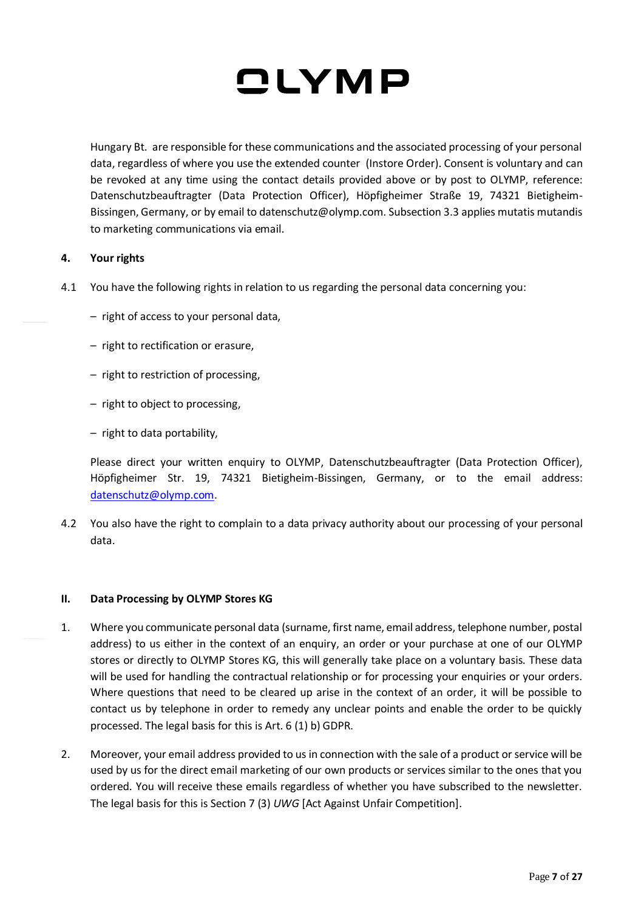Hungary Bt. are responsible for these communications and the associated processing of your personal data, regardless of where you use the extended counter (Instore Order). Consent is voluntary and can be revoked at any time using the contact details provided above or by post to OLYMP, reference: Datenschutzbeauftragter (Data Protection Officer), Höpfigheimer Straße 19, 74321 Bietigheim-Bissingen, Germany, or by email to datenschutz@olymp.com. Subsection 3.3 applies mutatis mutandis to marketing communications via email.

## 4. Your rights

4.1 You have the following rights in relation to us regarding the personal data concerning you:

- right of access to your personal data,
- right to rectification or erasure,
- right to restriction of processing,
- right to object to processing,
- right to data portability,

Please direct your written enquiry to OLYMP, Datenschutzbeauftragter (Data Protection Officer), Höpfigheimer Str. 19, 74321 Bietigheim-Bissingen, Germany, or to the email address: datenschutz@olymp.com.

4.2 You also have the right to complain to a data privacy authority about our processing of your personal data.

## II. Data Processing by OLYMP Stores KG

1. Where you communicate personal data (surname, first name, email address, telephone number, postal address) to us either in the context of an enquiry, an order or your purchase at one of our OLYMP stores or directly to OLYMP Stores KG, this will generally take place on a voluntary basis. These data will be used for handling the contractual relationship or for processing your enquiries or your orders. Where questions that need to be cleared up arise in the context of an order, it will be possible to contact us by telephone in order to remedy any unclear points and enable the order to be quickly processed. The legal basis for this is Art. 6 (1) b) GDPR.

2. Moreover, your email address provided to us in connection with the sale of a product or service will be used by us for the direct email marketing of our own products or services similar to the ones that you ordered. You will receive these emails regardless of whether you have subscribed to the newsletter. The legal basis for this is Section 7 (3) *UWG* [Act Against Unfair Competition].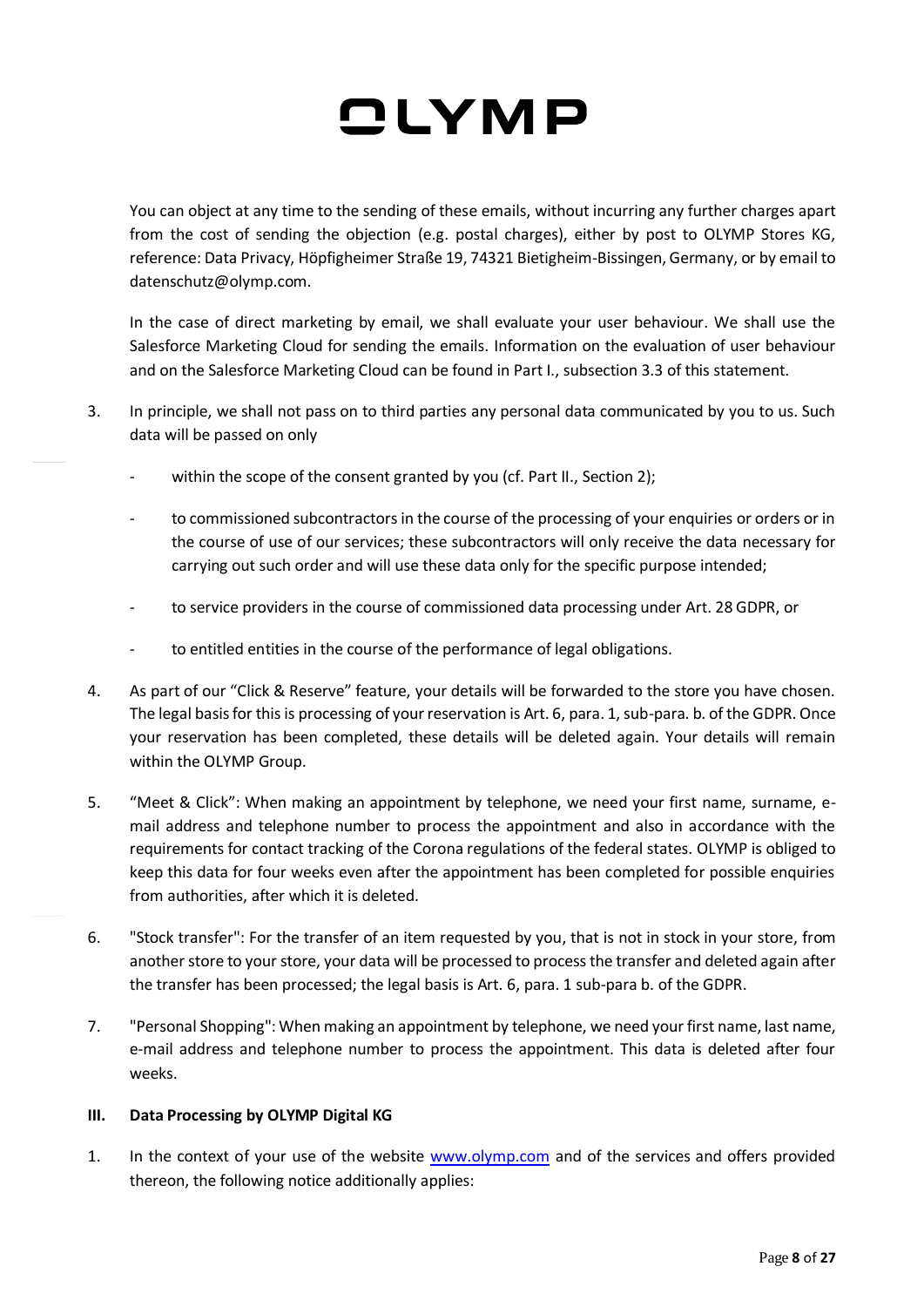You can object at any time to the sending of these emails, without incurring any further charges apart from the cost of sending the objection (e.g. postal charges), either by post to OLYMP Stores KG, reference: Data Privacy, Höpfigheimer Straße 19, 74321 Bietigheim-Bissingen, Germany, or by email to datenschutz@olymp.com.

In the case of direct marketing by email, we shall evaluate your user behaviour. We shall use the Salesforce Marketing Cloud for sending the emails. Information on the evaluation of user behaviour and on the Salesforce Marketing Cloud can be found in Part I., subsection 3.3 of this statement.

3. In principle, we shall not pass on to third parties any personal data communicated by you to us. Such data will be passed on only

   - within the scope of the consent granted by you (cf. Part II., Section 2);
   - to commissioned subcontractors in the course of the processing of your enquiries or orders or in the course of use of our services; these subcontractors will only receive the data necessary for carrying out such order and will use these data only for the specific purpose intended;
   - to service providers in the course of commissioned data processing under Art. 28 GDPR, or
   - to entitled entities in the course of the performance of legal obligations.

4. As part of our "Click & Reserve" feature, your details will be forwarded to the store you have chosen. The legal basis for this is processing of your reservation is Art. 6, para. 1, sub-para. b. of the GDPR. Once your reservation has been completed, these details will be deleted again. Your details will remain within the OLYMP Group.

5. "Meet & Click": When making an appointment by telephone, we need your first name, surname, e-mail address and telephone number to process the appointment and also in accordance with the requirements for contact tracking of the Corona regulations of the federal states. OLYMP is obliged to keep this data for four weeks even after the appointment has been completed for possible enquiries from authorities, after which it is deleted.

6. "Stock transfer": For the transfer of an item requested by you, that is not in stock in your store, from another store to your store, your data will be processed to process the transfer and deleted again after the transfer has been processed; the legal basis is Art. 6, para. 1 sub-para b. of the GDPR.

7. "Personal Shopping": When making an appointment by telephone, we need your first name, last name, e-mail address and telephone number to process the appointment. This data is deleted after four weeks.

### III. Data Processing by OLYMP Digital KG

1. In the context of your use of the website www.olymp.com and of the services and offers provided thereon, the following notice additionally applies: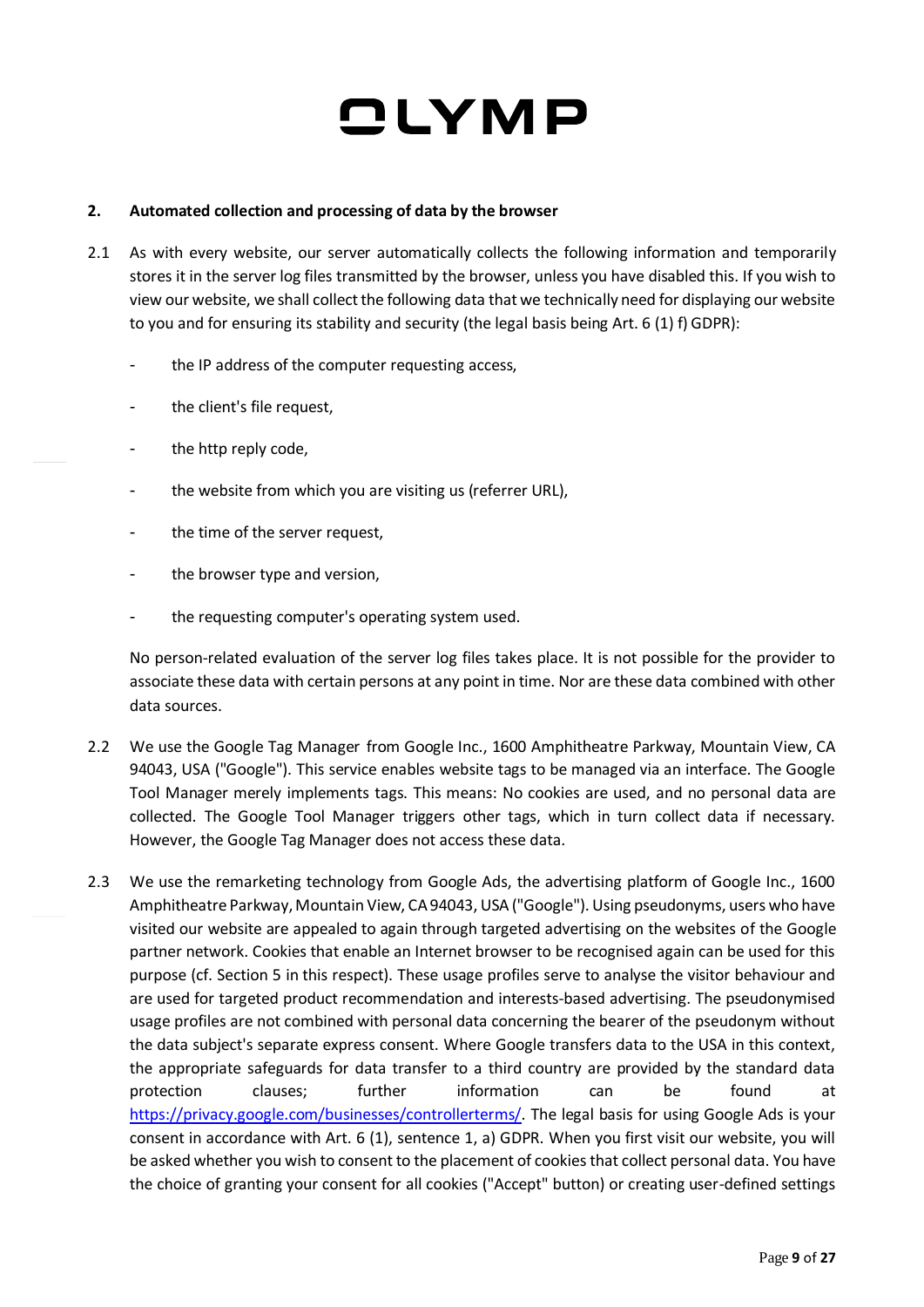## 2. Automated collection and processing of data by the browser

2.1 As with every website, our server automatically collects the following information and temporarily stores it in the server log files transmitted by the browser, unless you have disabled this. If you wish to view our website, we shall collect the following data that we technically need for displaying our website to you and for ensuring its stability and security (the legal basis being Art. 6 (1) f) GDPR):

- the IP address of the computer requesting access,
- the client's file request,
- the http reply code,
- the website from which you are visiting us (referrer URL),
- the time of the server request,
- the browser type and version,
- the requesting computer's operating system used.

No person-related evaluation of the server log files takes place. It is not possible for the provider to associate these data with certain persons at any point in time. Nor are these data combined with other data sources.

2.2 We use the Google Tag Manager from Google Inc., 1600 Amphitheatre Parkway, Mountain View, CA 94043, USA ("Google"). This service enables website tags to be managed via an interface. The Google Tool Manager merely implements tags. This means: No cookies are used, and no personal data are collected. The Google Tool Manager triggers other tags, which in turn collect data if necessary. However, the Google Tag Manager does not access these data.

2.3 We use the remarketing technology from Google Ads, the advertising platform of Google Inc., 1600 Amphitheatre Parkway, Mountain View, CA 94043, USA ("Google"). Using pseudonyms, users who have visited our website are appealed to again through targeted advertising on the websites of the Google partner network. Cookies that enable an Internet browser to be recognised again can be used for this purpose (cf. Section 5 in this respect). These usage profiles serve to analyse the visitor behaviour and are used for targeted product recommendation and interests-based advertising. The pseudonymised usage profiles are not combined with personal data concerning the bearer of the pseudonym without the data subject's separate express consent. Where Google transfers data to the USA in this context, the appropriate safeguards for data transfer to a third country are provided by the standard data protection clauses; further information can be found at https://privacy.google.com/businesses/controllerterms/. The legal basis for using Google Ads is your consent in accordance with Art. 6 (1), sentence 1, a) GDPR. When you first visit our website, you will be asked whether you wish to consent to the placement of cookies that collect personal data. You have the choice of granting your consent for all cookies ("Accept" button) or creating user-defined settings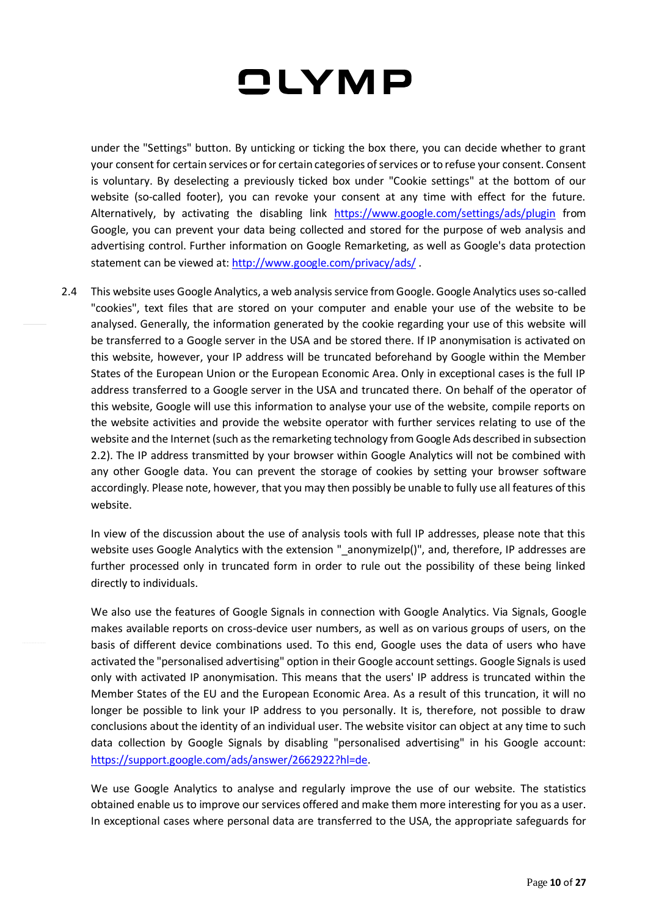under the "Settings" button. By unticking or ticking the box there, you can decide whether to grant your consent for certain services or for certain categories of services or to refuse your consent. Consent is voluntary. By deselecting a previously ticked box under "Cookie settings" at the bottom of our website (so-called footer), you can revoke your consent at any time with effect for the future. Alternatively, by activating the disabling link https://www.google.com/settings/ads/plugin from Google, you can prevent your data being collected and stored for the purpose of web analysis and advertising control. Further information on Google Remarketing, as well as Google's data protection statement can be viewed at: http://www.google.com/privacy/ads/ .

2.4 This website uses Google Analytics, a web analysis service from Google. Google Analytics uses so-called "cookies", text files that are stored on your computer and enable your use of the website to be analysed. Generally, the information generated by the cookie regarding your use of this website will be transferred to a Google server in the USA and be stored there. If IP anonymisation is activated on this website, however, your IP address will be truncated beforehand by Google within the Member States of the European Union or the European Economic Area. Only in exceptional cases is the full IP address transferred to a Google server in the USA and truncated there. On behalf of the operator of this website, Google will use this information to analyse your use of the website, compile reports on the website activities and provide the website operator with further services relating to use of the website and the Internet (such as the remarketing technology from Google Ads described in subsection 2.2). The IP address transmitted by your browser within Google Analytics will not be combined with any other Google data. You can prevent the storage of cookies by setting your browser software accordingly. Please note, however, that you may then possibly be unable to fully use all features of this website.

In view of the discussion about the use of analysis tools with full IP addresses, please note that this website uses Google Analytics with the extension "_anonymizeIp()", and, therefore, IP addresses are further processed only in truncated form in order to rule out the possibility of these being linked directly to individuals.

We also use the features of Google Signals in connection with Google Analytics. Via Signals, Google makes available reports on cross-device user numbers, as well as on various groups of users, on the basis of different device combinations used. To this end, Google uses the data of users who have activated the "personalised advertising" option in their Google account settings. Google Signals is used only with activated IP anonymisation. This means that the users' IP address is truncated within the Member States of the EU and the European Economic Area. As a result of this truncation, it will no longer be possible to link your IP address to you personally. It is, therefore, not possible to draw conclusions about the identity of an individual user. The website visitor can object at any time to such data collection by Google Signals by disabling "personalised advertising" in his Google account: https://support.google.com/ads/answer/2662922?hl=de.

We use Google Analytics to analyse and regularly improve the use of our website. The statistics obtained enable us to improve our services offered and make them more interesting for you as a user. In exceptional cases where personal data are transferred to the USA, the appropriate safeguards for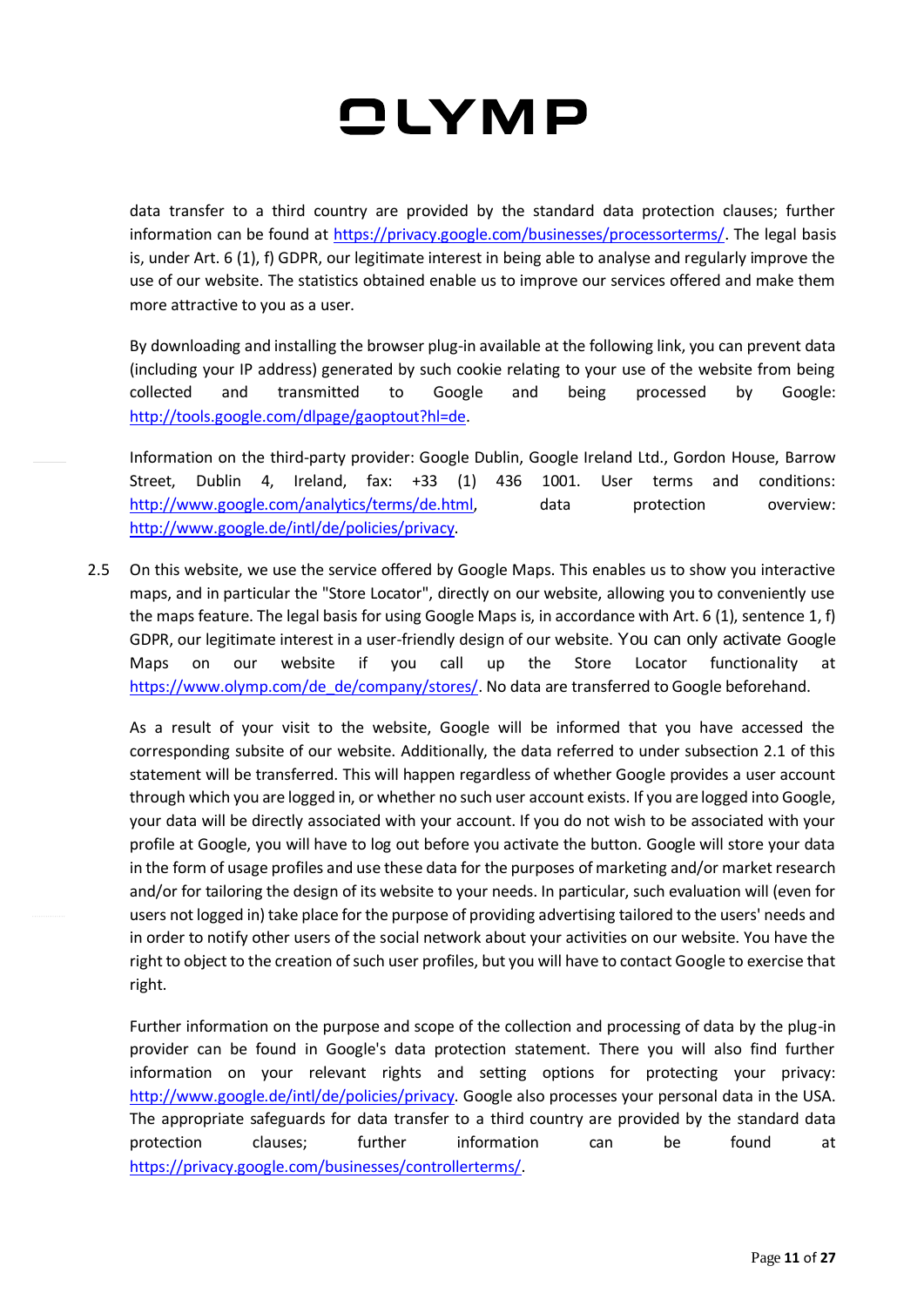data transfer to a third country are provided by the standard data protection clauses; further information can be found at https://privacy.google.com/businesses/processorterms/. The legal basis is, under Art. 6 (1), f) GDPR, our legitimate interest in being able to analyse and regularly improve the use of our website. The statistics obtained enable us to improve our services offered and make them more attractive to you as a user.

By downloading and installing the browser plug-in available at the following link, you can prevent data (including your IP address) generated by such cookie relating to your use of the website from being collected and transmitted to Google and being processed by Google: http://tools.google.com/dlpage/gaoptout?hl=de.

Information on the third-party provider: Google Dublin, Google Ireland Ltd., Gordon House, Barrow Street, Dublin 4, Ireland, fax: +33 (1) 436 1001. User terms and conditions: http://www.google.com/analytics/terms/de.html, data protection overview: http://www.google.de/intl/de/policies/privacy.

2.5 On this website, we use the service offered by Google Maps. This enables us to show you interactive maps, and in particular the "Store Locator", directly on our website, allowing you to conveniently use the maps feature. The legal basis for using Google Maps is, in accordance with Art. 6 (1), sentence 1, f) GDPR, our legitimate interest in a user-friendly design of our website. You can only activate Google Maps on our website if you call up the Store Locator functionality at https://www.olymp.com/de_de/company/stores/. No data are transferred to Google beforehand.

As a result of your visit to the website, Google will be informed that you have accessed the corresponding subsite of our website. Additionally, the data referred to under subsection 2.1 of this statement will be transferred. This will happen regardless of whether Google provides a user account through which you are logged in, or whether no such user account exists. If you are logged into Google, your data will be directly associated with your account. If you do not wish to be associated with your profile at Google, you will have to log out before you activate the button. Google will store your data in the form of usage profiles and use these data for the purposes of marketing and/or market research and/or for tailoring the design of its website to your needs. In particular, such evaluation will (even for users not logged in) take place for the purpose of providing advertising tailored to the users' needs and in order to notify other users of the social network about your activities on our website. You have the right to object to the creation of such user profiles, but you will have to contact Google to exercise that right.

Further information on the purpose and scope of the collection and processing of data by the plug-in provider can be found in Google's data protection statement. There you will also find further information on your relevant rights and setting options for protecting your privacy: http://www.google.de/intl/de/policies/privacy. Google also processes your personal data in the USA. The appropriate safeguards for data transfer to a third country are provided by the standard data protection clauses; further information can be found at https://privacy.google.com/businesses/controllerterms/.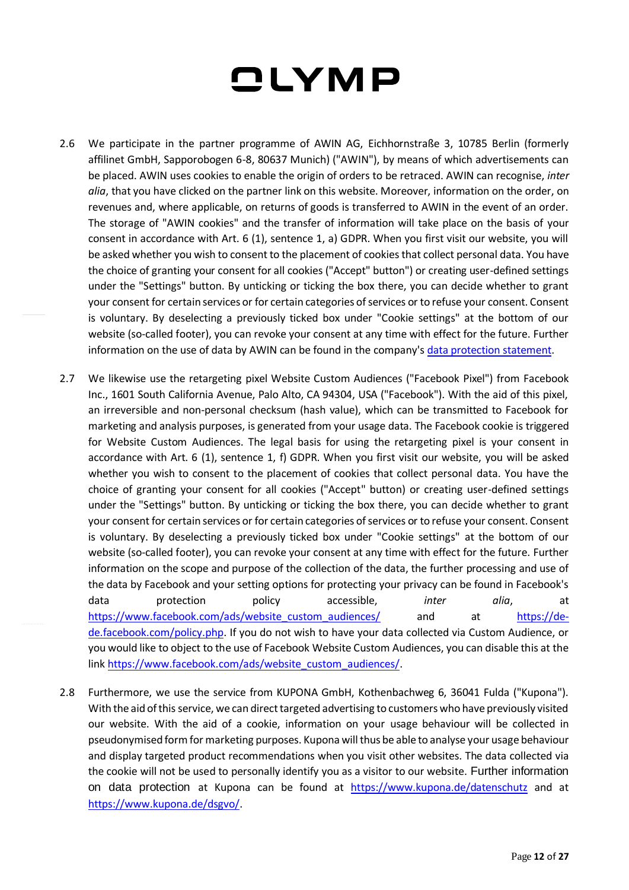2.6 We participate in the partner programme of AWIN AG, Eichhornstraße 3, 10785 Berlin (formerly affilinet GmbH, Sapporobogen 6-8, 80637 Munich) ("AWIN"), by means of which advertisements can be placed. AWIN uses cookies to enable the origin of orders to be retraced. AWIN can recognise, *inter alia*, that you have clicked on the partner link on this website. Moreover, information on the order, on revenues and, where applicable, on returns of goods is transferred to AWIN in the event of an order. The storage of "AWIN cookies" and the transfer of information will take place on the basis of your consent in accordance with Art. 6 (1), sentence 1, a) GDPR. When you first visit our website, you will be asked whether you wish to consent to the placement of cookies that collect personal data. You have the choice of granting your consent for all cookies ("Accept" button) or creating user-defined settings under the "Settings" button. By unticking or ticking the box there, you can decide whether to grant your consent for certain services or for certain categories of services or to refuse your consent. Consent is voluntary. By deselecting a previously ticked box under "Cookie settings" at the bottom of our website (so-called footer), you can revoke your consent at any time with effect for the future. Further information on the use of data by AWIN can be found in the company's data protection statement.

2.7 We likewise use the retargeting pixel Website Custom Audiences ("Facebook Pixel") from Facebook Inc., 1601 South California Avenue, Palo Alto, CA 94304, USA ("Facebook"). With the aid of this pixel, an irreversible and non-personal checksum (hash value), which can be transmitted to Facebook for marketing and analysis purposes, is generated from your usage data. The Facebook cookie is triggered for Website Custom Audiences. The legal basis for using the retargeting pixel is your consent in accordance with Art. 6 (1), sentence 1, f) GDPR. When you first visit our website, you will be asked whether you wish to consent to the placement of cookies that collect personal data. You have the choice of granting your consent for all cookies ("Accept" button) or creating user-defined settings under the "Settings" button. By unticking or ticking the box there, you can decide whether to grant your consent for certain services or for certain categories of services or to refuse your consent. Consent is voluntary. By deselecting a previously ticked box under "Cookie settings" at the bottom of our website (so-called footer), you can revoke your consent at any time with effect for the future. Further information on the scope and purpose of the collection of the data, the further processing and use of the data by Facebook and your setting options for protecting your privacy can be found in Facebook's data protection policy accessible, *inter alia*, at https://www.facebook.com/ads/website_custom_audiences/ and at https://de-de.facebook.com/policy.php. If you do not wish to have your data collected via Custom Audience, or you would like to object to the use of Facebook Website Custom Audiences, you can disable this at the link https://www.facebook.com/ads/website_custom_audiences/.

2.8 Furthermore, we use the service from KUPONA GmbH, Kothenbachweg 6, 36041 Fulda ("Kupona"). With the aid of this service, we can direct targeted advertising to customers who have previously visited our website. With the aid of a cookie, information on your usage behaviour will be collected in pseudonymised form for marketing purposes. Kupona will thus be able to analyse your usage behaviour and display targeted product recommendations when you visit other websites. The data collected via the cookie will not be used to personally identify you as a visitor to our website. Further information on data protection at Kupona can be found at https://www.kupona.de/datenschutz and at https://www.kupona.de/dsgvo/.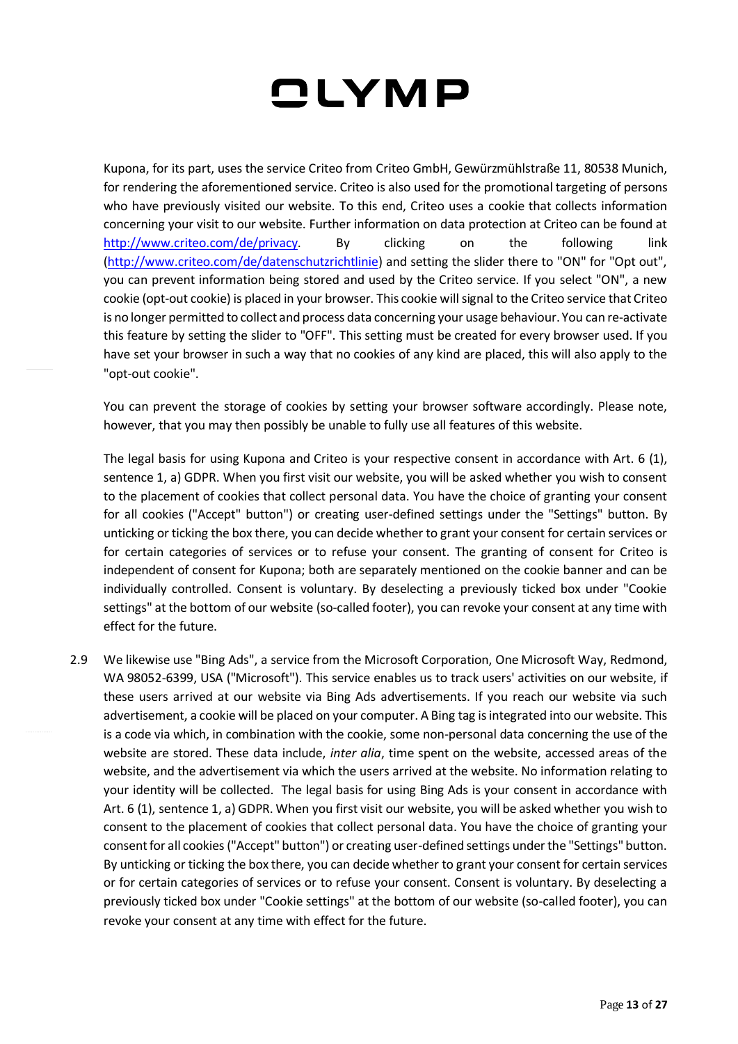Kupona, for its part, uses the service Criteo from Criteo GmbH, Gewürzmühlstraße 11, 80538 Munich, for rendering the aforementioned service. Criteo is also used for the promotional targeting of persons who have previously visited our website. To this end, Criteo uses a cookie that collects information concerning your visit to our website. Further information on data protection at Criteo can be found at http://www.criteo.com/de/privacy. By clicking on the following link (http://www.criteo.com/de/datenschutzrichtlinie) and setting the slider there to "ON" for "Opt out", you can prevent information being stored and used by the Criteo service. If you select "ON", a new cookie (opt-out cookie) is placed in your browser. This cookie will signal to the Criteo service that Criteo is no longer permitted to collect and process data concerning your usage behaviour. You can re-activate this feature by setting the slider to "OFF". This setting must be created for every browser used. If you have set your browser in such a way that no cookies of any kind are placed, this will also apply to the "opt-out cookie".

You can prevent the storage of cookies by setting your browser software accordingly. Please note, however, that you may then possibly be unable to fully use all features of this website.

The legal basis for using Kupona and Criteo is your respective consent in accordance with Art. 6 (1), sentence 1, a) GDPR. When you first visit our website, you will be asked whether you wish to consent to the placement of cookies that collect personal data. You have the choice of granting your consent for all cookies ("Accept" button) or creating user-defined settings under the "Settings" button. By unticking or ticking the box there, you can decide whether to grant your consent for certain services or for certain categories of services or to refuse your consent. The granting of consent for Criteo is independent of consent for Kupona; both are separately mentioned on the cookie banner and can be individually controlled. Consent is voluntary. By deselecting a previously ticked box under "Cookie settings" at the bottom of our website (so-called footer), you can revoke your consent at any time with effect for the future.

2.9 We likewise use "Bing Ads", a service from the Microsoft Corporation, One Microsoft Way, Redmond, WA 98052-6399, USA ("Microsoft"). This service enables us to track users' activities on our website, if these users arrived at our website via Bing Ads advertisements. If you reach our website via such advertisement, a cookie will be placed on your computer. A Bing tag is integrated into our website. This is a code via which, in combination with the cookie, some non-personal data concerning the use of the website are stored. These data include, *inter alia*, time spent on the website, accessed areas of the website, and the advertisement via which the users arrived at the website. No information relating to your identity will be collected. The legal basis for using Bing Ads is your consent in accordance with Art. 6 (1), sentence 1, a) GDPR. When you first visit our website, you will be asked whether you wish to consent to the placement of cookies that collect personal data. You have the choice of granting your consent for all cookies ("Accept" button) or creating user-defined settings under the "Settings" button. By unticking or ticking the box there, you can decide whether to grant your consent for certain services or for certain categories of services or to refuse your consent. Consent is voluntary. By deselecting a previously ticked box under "Cookie settings" at the bottom of our website (so-called footer), you can revoke your consent at any time with effect for the future.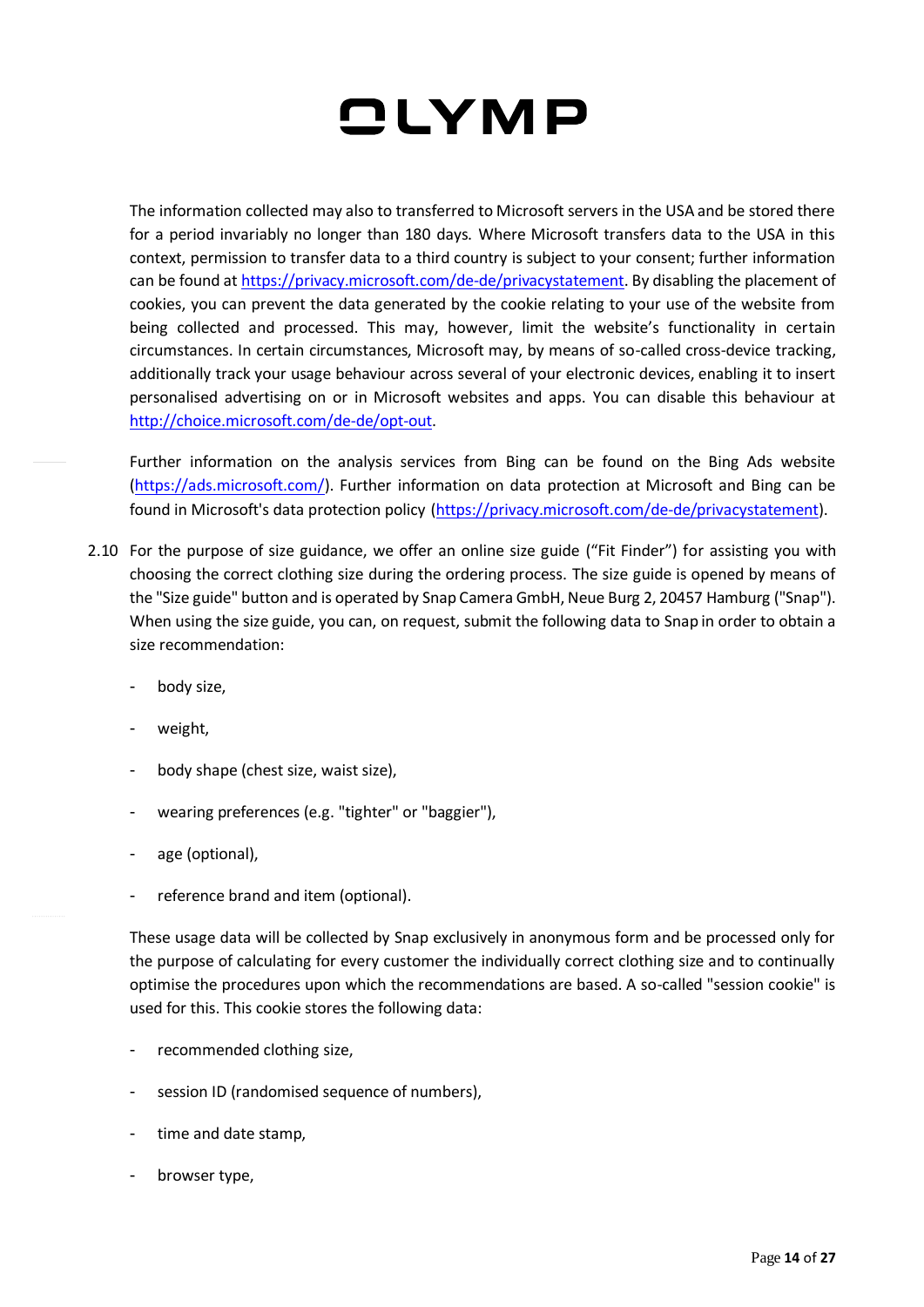The information collected may also to transferred to Microsoft servers in the USA and be stored there for a period invariably no longer than 180 days. Where Microsoft transfers data to the USA in this context, permission to transfer data to a third country is subject to your consent; further information can be found at [https://privacy.microsoft.com/de-de/privacystatement](https://privacy.microsoft.com/de-de/privacystatement). By disabling the placement of cookies, you can prevent the data generated by the cookie relating to your use of the website from being collected and processed. This may, however, limit the website's functionality in certain circumstances. In certain circumstances, Microsoft may, by means of so-called cross-device tracking, additionally track your usage behaviour across several of your electronic devices, enabling it to insert personalised advertising on or in Microsoft websites and apps. You can disable this behaviour at [http://choice.microsoft.com/de-de/opt-out](http://choice.microsoft.com/de-de/opt-out).

Further information on the analysis services from Bing can be found on the Bing Ads website ([https://ads.microsoft.com/](https://ads.microsoft.com/)). Further information on data protection at Microsoft and Bing can be found in Microsoft's data protection policy ([https://privacy.microsoft.com/de-de/privacystatement](https://privacy.microsoft.com/de-de/privacystatement)).

2.10 For the purpose of size guidance, we offer an online size guide ("Fit Finder") for assisting you with choosing the correct clothing size during the ordering process. The size guide is opened by means of the "Size guide" button and is operated by Snap Camera GmbH, Neue Burg 2, 20457 Hamburg ("Snap"). When using the size guide, you can, on request, submit the following data to Snap in order to obtain a size recommendation:

- body size,
- weight,
- body shape (chest size, waist size),
- wearing preferences (e.g. "tighter" or "baggier"),
- age (optional),
- reference brand and item (optional).

These usage data will be collected by Snap exclusively in anonymous form and be processed only for the purpose of calculating for every customer the individually correct clothing size and to continually optimise the procedures upon which the recommendations are based. A so-called "session cookie" is used for this. This cookie stores the following data:

- recommended clothing size,
- session ID (randomised sequence of numbers),
- time and date stamp,
- browser type,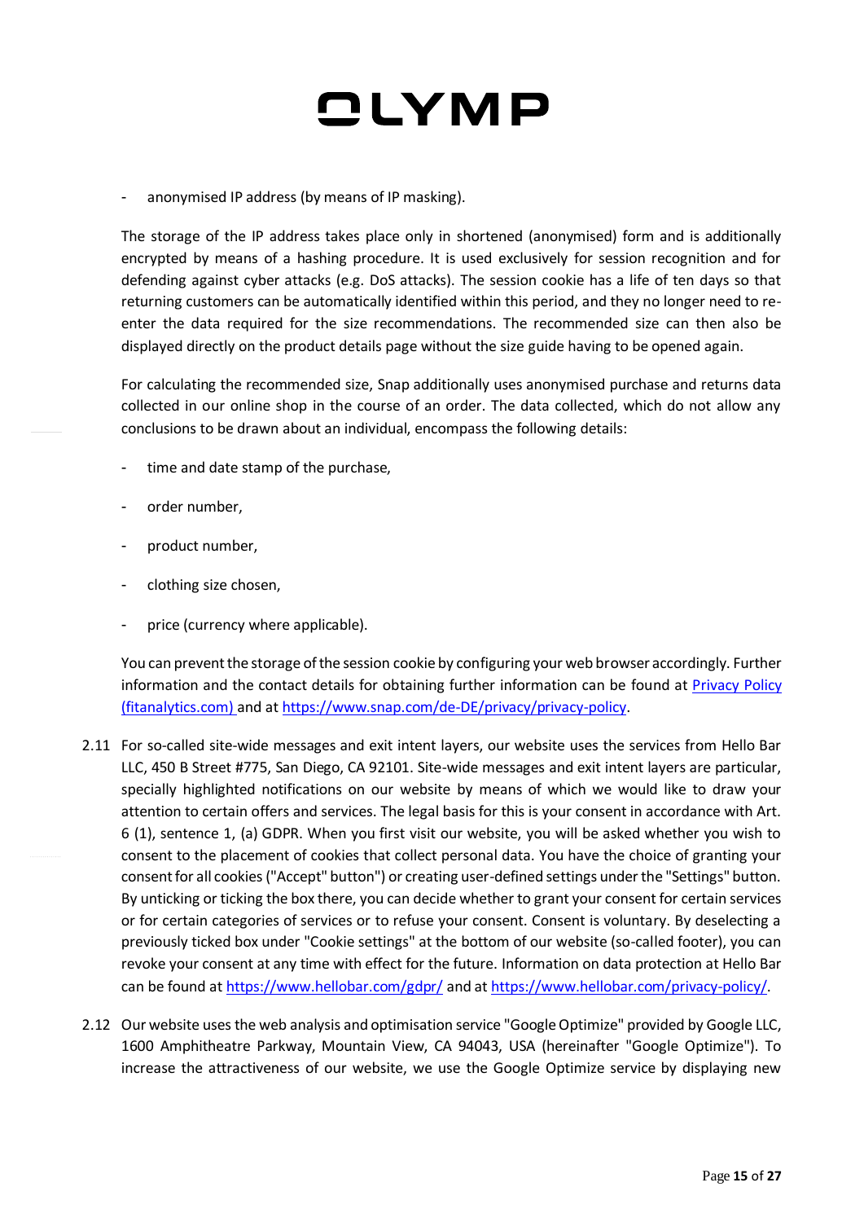- anonymised IP address (by means of IP masking).

The storage of the IP address takes place only in shortened (anonymised) form and is additionally encrypted by means of a hashing procedure. It is used exclusively for session recognition and for defending against cyber attacks (e.g. DoS attacks). The session cookie has a life of ten days so that returning customers can be automatically identified within this period, and they no longer need to re-enter the data required for the size recommendations. The recommended size can then also be displayed directly on the product details page without the size guide having to be opened again.

For calculating the recommended size, Snap additionally uses anonymised purchase and returns data collected in our online shop in the course of an order. The data collected, which do not allow any conclusions to be drawn about an individual, encompass the following details:

- time and date stamp of the purchase,
- order number,
- product number,
- clothing size chosen,
- price (currency where applicable).

You can prevent the storage of the session cookie by configuring your web browser accordingly. Further information and the contact details for obtaining further information can be found at [Privacy Policy (fitanalytics.com)](https://www.fitanalytics.com) and at [https://www.snap.com/de-DE/privacy/privacy-policy](https://www.snap.com/de-DE/privacy/privacy-policy).

2.11 For so-called site-wide messages and exit intent layers, our website uses the services from Hello Bar LLC, 450 B Street #775, San Diego, CA 92101. Site-wide messages and exit intent layers are particular, specially highlighted notifications on our website by means of which we would like to draw your attention to certain offers and services. The legal basis for this is your consent in accordance with Art. 6 (1), sentence 1, (a) GDPR. When you first visit our website, you will be asked whether you wish to consent to the placement of cookies that collect personal data. You have the choice of granting your consent for all cookies ("Accept" button") or creating user-defined settings under the "Settings" button. By unticking or ticking the box there, you can decide whether to grant your consent for certain services or for certain categories of services or to refuse your consent. Consent is voluntary. By deselecting a previously ticked box under "Cookie settings" at the bottom of our website (so-called footer), you can revoke your consent at any time with effect for the future. Information on data protection at Hello Bar can be found at [https://www.hellobar.com/gdpr/](https://www.hellobar.com/gdpr/) and at [https://www.hellobar.com/privacy-policy/](https://www.hellobar.com/privacy-policy/).

2.12 Our website uses the web analysis and optimisation service "Google Optimize" provided by Google LLC, 1600 Amphitheatre Parkway, Mountain View, CA 94043, USA (hereinafter "Google Optimize"). To increase the attractiveness of our website, we use the Google Optimize service by displaying new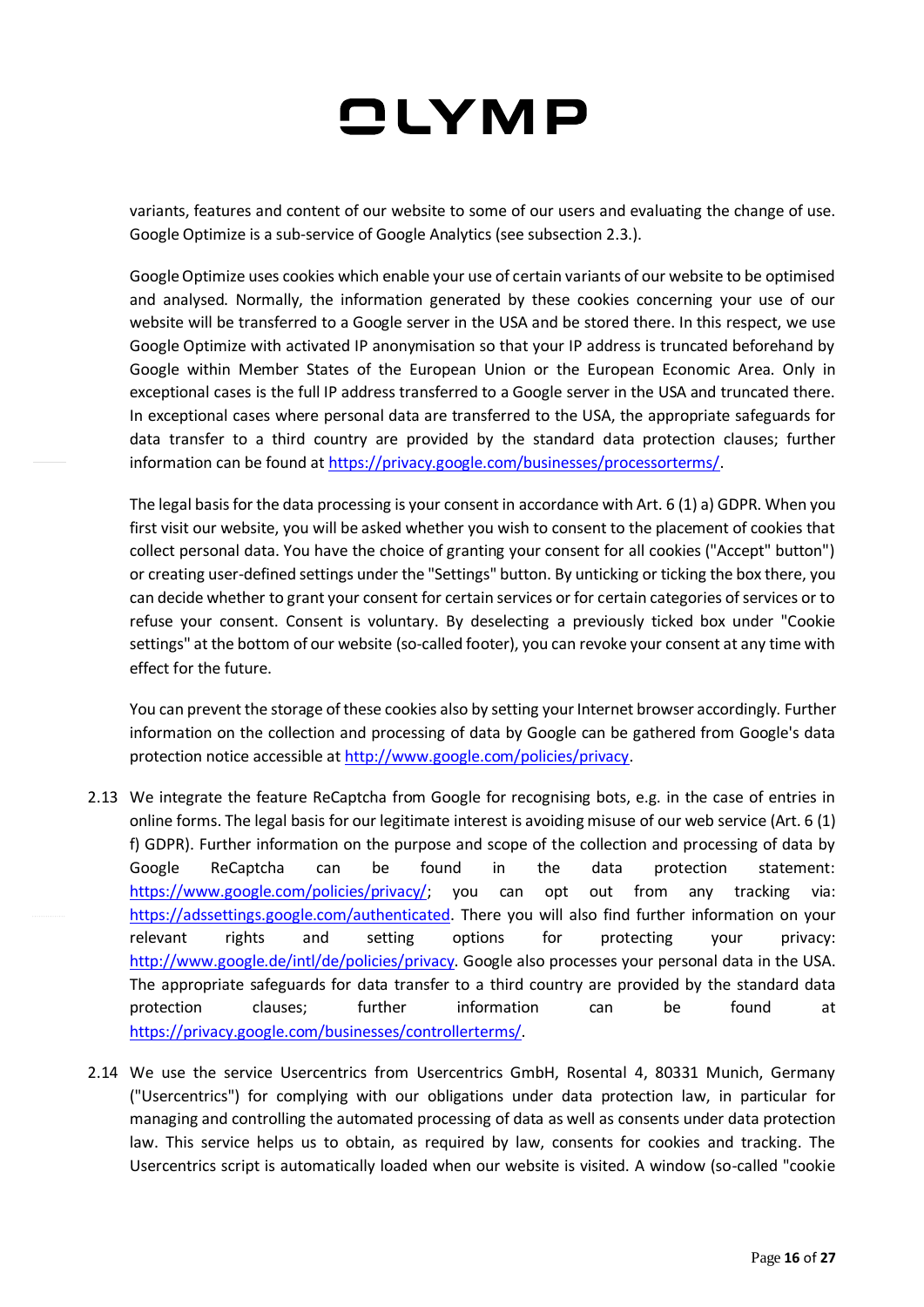variants, features and content of our website to some of our users and evaluating the change of use. Google Optimize is a sub-service of Google Analytics (see subsection 2.3.).

Google Optimize uses cookies which enable your use of certain variants of our website to be optimised and analysed. Normally, the information generated by these cookies concerning your use of our website will be transferred to a Google server in the USA and be stored there. In this respect, we use Google Optimize with activated IP anonymisation so that your IP address is truncated beforehand by Google within Member States of the European Union or the European Economic Area. Only in exceptional cases is the full IP address transferred to a Google server in the USA and truncated there. In exceptional cases where personal data are transferred to the USA, the appropriate safeguards for data transfer to a third country are provided by the standard data protection clauses; further information can be found at https://privacy.google.com/businesses/processorterms/.

The legal basis for the data processing is your consent in accordance with Art. 6 (1) a) GDPR. When you first visit our website, you will be asked whether you wish to consent to the placement of cookies that collect personal data. You have the choice of granting your consent for all cookies ("Accept" button") or creating user-defined settings under the "Settings" button. By unticking or ticking the box there, you can decide whether to grant your consent for certain services or for certain categories of services or to refuse your consent. Consent is voluntary. By deselecting a previously ticked box under "Cookie settings" at the bottom of our website (so-called footer), you can revoke your consent at any time with effect for the future.

You can prevent the storage of these cookies also by setting your Internet browser accordingly. Further information on the collection and processing of data by Google can be gathered from Google's data protection notice accessible at http://www.google.com/policies/privacy.

2.13 We integrate the feature ReCaptcha from Google for recognising bots, e.g. in the case of entries in online forms. The legal basis for our legitimate interest is avoiding misuse of our web service (Art. 6 (1) f) GDPR). Further information on the purpose and scope of the collection and processing of data by Google ReCaptcha can be found in the data protection statement: https://www.google.com/policies/privacy/; you can opt out from any tracking via: https://adssettings.google.com/authenticated. There you will also find further information on your relevant rights and setting options for protecting your privacy: http://www.google.de/intl/de/policies/privacy. Google also processes your personal data in the USA. The appropriate safeguards for data transfer to a third country are provided by the standard data protection clauses; further information can be found at https://privacy.google.com/businesses/controllerterms/.

2.14 We use the service Usercentrics from Usercentrics GmbH, Rosental 4, 80331 Munich, Germany ("Usercentrics") for complying with our obligations under data protection law, in particular for managing and controlling the automated processing of data as well as consents under data protection law. This service helps us to obtain, as required by law, consents for cookies and tracking. The Usercentrics script is automatically loaded when our website is visited. A window (so-called "cookie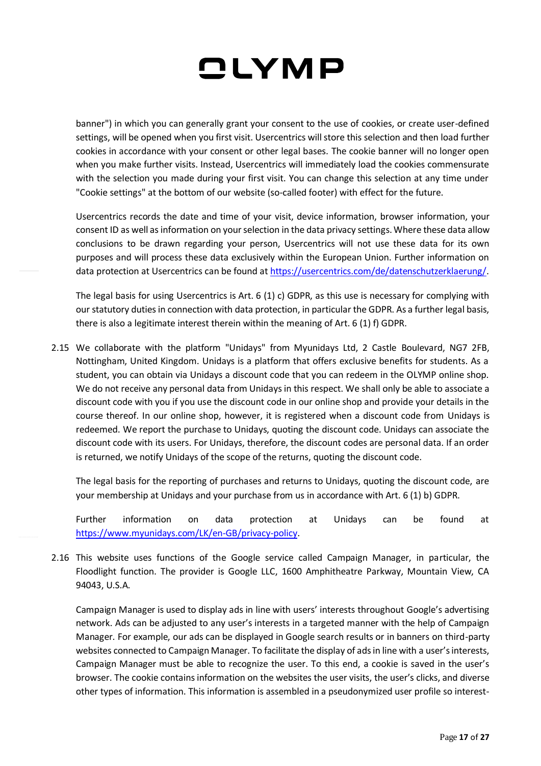banner") in which you can generally grant your consent to the use of cookies, or create user-defined settings, will be opened when you first visit. Usercentrics will store this selection and then load further cookies in accordance with your consent or other legal bases. The cookie banner will no longer open when you make further visits. Instead, Usercentrics will immediately load the cookies commensurate with the selection you made during your first visit. You can change this selection at any time under "Cookie settings" at the bottom of our website (so-called footer) with effect for the future.

Usercentrics records the date and time of your visit, device information, browser information, your consent ID as well as information on your selection in the data privacy settings. Where these data allow conclusions to be drawn regarding your person, Usercentrics will not use these data for its own purposes and will process these data exclusively within the European Union. Further information on data protection at Usercentrics can be found at https://usercentrics.com/de/datenschutzerklaerung/.

The legal basis for using Usercentrics is Art. 6 (1) c) GDPR, as this use is necessary for complying with our statutory duties in connection with data protection, in particular the GDPR. As a further legal basis, there is also a legitimate interest therein within the meaning of Art. 6 (1) f) GDPR.

2.15 We collaborate with the platform "Unidays" from Myunidays Ltd, 2 Castle Boulevard, NG7 2FB, Nottingham, United Kingdom. Unidays is a platform that offers exclusive benefits for students. As a student, you can obtain via Unidays a discount code that you can redeem in the OLYMP online shop. We do not receive any personal data from Unidays in this respect. We shall only be able to associate a discount code with you if you use the discount code in our online shop and provide your details in the course thereof. In our online shop, however, it is registered when a discount code from Unidays is redeemed. We report the purchase to Unidays, quoting the discount code. Unidays can associate the discount code with its users. For Unidays, therefore, the discount codes are personal data. If an order is returned, we notify Unidays of the scope of the returns, quoting the discount code.

The legal basis for the reporting of purchases and returns to Unidays, quoting the discount code, are your membership at Unidays and your purchase from us in accordance with Art. 6 (1) b) GDPR.

Further information on data protection at Unidays can be found at https://www.myunidays.com/LK/en-GB/privacy-policy.

2.16 This website uses functions of the Google service called Campaign Manager, in particular, the Floodlight function. The provider is Google LLC, 1600 Amphitheatre Parkway, Mountain View, CA 94043, U.S.A.

Campaign Manager is used to display ads in line with users' interests throughout Google's advertising network. Ads can be adjusted to any user's interests in a targeted manner with the help of Campaign Manager. For example, our ads can be displayed in Google search results or in banners on third-party websites connected to Campaign Manager. To facilitate the display of ads in line with a user's interests, Campaign Manager must be able to recognize the user. To this end, a cookie is saved in the user's browser. The cookie contains information on the websites the user visits, the user's clicks, and diverse other types of information. This information is assembled in a pseudonymized user profile so interest-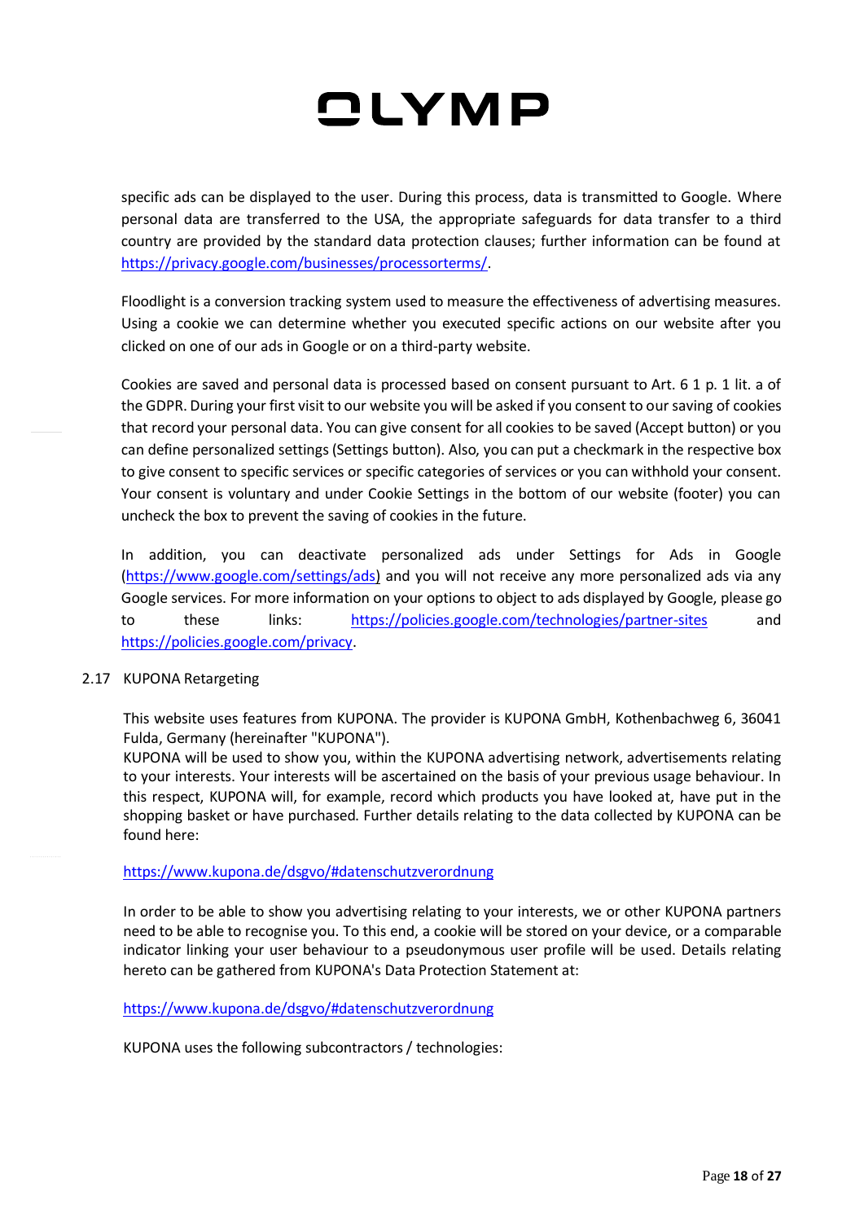specific ads can be displayed to the user. During this process, data is transmitted to Google. Where personal data are transferred to the USA, the appropriate safeguards for data transfer to a third country are provided by the standard data protection clauses; further information can be found at https://privacy.google.com/businesses/processorterms/.

Floodlight is a conversion tracking system used to measure the effectiveness of advertising measures. Using a cookie we can determine whether you executed specific actions on our website after you clicked on one of our ads in Google or on a third-party website.

Cookies are saved and personal data is processed based on consent pursuant to Art. 6 1 p. 1 lit. a of the GDPR. During your first visit to our website you will be asked if you consent to our saving of cookies that record your personal data. You can give consent for all cookies to be saved (Accept button) or you can define personalized settings (Settings button). Also, you can put a checkmark in the respective box to give consent to specific services or specific categories of services or you can withhold your consent. Your consent is voluntary and under Cookie Settings in the bottom of our website (footer) you can uncheck the box to prevent the saving of cookies in the future.

In addition, you can deactivate personalized ads under Settings for Ads in Google (https://www.google.com/settings/ads) and you will not receive any more personalized ads via any Google services. For more information on your options to object to ads displayed by Google, please go to these links: https://policies.google.com/technologies/partner-sites and https://policies.google.com/privacy.

## 2.17 KUPONA Retargeting

This website uses features from KUPONA. The provider is KUPONA GmbH, Kothenbachweg 6, 36041 Fulda, Germany (hereinafter "KUPONA").
KUPONA will be used to show you, within the KUPONA advertising network, advertisements relating to your interests. Your interests will be ascertained on the basis of your previous usage behaviour. In this respect, KUPONA will, for example, record which products you have looked at, have put in the shopping basket or have purchased. Further details relating to the data collected by KUPONA can be found here:

https://www.kupona.de/dsgvo/#datenschutzverordnung

In order to be able to show you advertising relating to your interests, we or other KUPONA partners need to be able to recognise you. To this end, a cookie will be stored on your device, or a comparable indicator linking your user behaviour to a pseudonymous user profile will be used. Details relating hereto can be gathered from KUPONA's Data Protection Statement at:

https://www.kupona.de/dsgvo/#datenschutzverordnung

KUPONA uses the following subcontractors / technologies: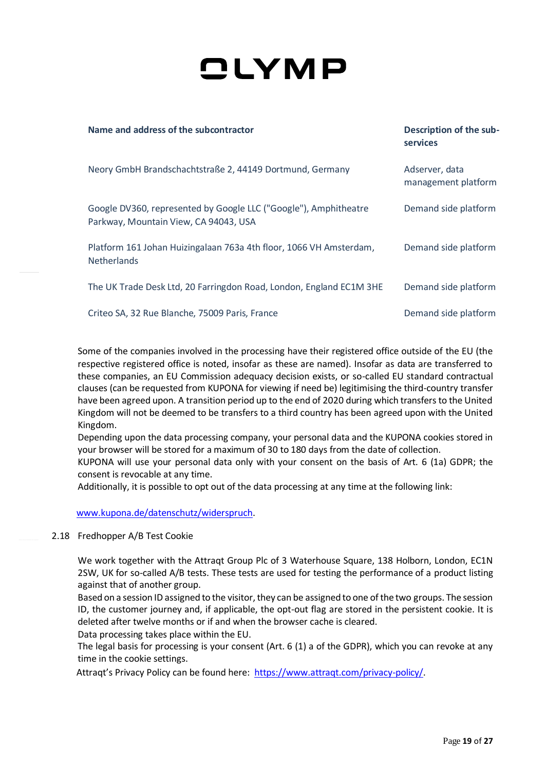| Name and address of the subcontractor | Description of the sub-services |
| --- | --- |
| Neory GmbH Brandschachtstraße 2, 44149 Dortmund, Germany | Adserver, data management platform |
| Google DV360, represented by Google LLC ("Google"), Amphitheatre Parkway, Mountain View, CA 94043, USA | Demand side platform |
| Platform 161 Johan Huizingalaan 763a 4th floor, 1066 VH Amsterdam, Netherlands | Demand side platform |
| The UK Trade Desk Ltd, 20 Farringdon Road, London, England EC1M 3HE | Demand side platform |
| Criteo SA, 32 Rue Blanche, 75009 Paris, France | Demand side platform |

Some of the companies involved in the processing have their registered office outside of the EU (the respective registered office is noted, insofar as these are named). Insofar as data are transferred to these companies, an EU Commission adequacy decision exists, or so-called EU standard contractual clauses (can be requested from KUPONA for viewing if need be) legitimising the third-country transfer have been agreed upon. A transition period up to the end of 2020 during which transfers to the United Kingdom will not be deemed to be transfers to a third country has been agreed upon with the United Kingdom.

Depending upon the data processing company, your personal data and the KUPONA cookies stored in your browser will be stored for a maximum of 30 to 180 days from the date of collection.

KUPONA will use your personal data only with your consent on the basis of Art. 6 (1a) GDPR; the consent is revocable at any time.

Additionally, it is possible to opt out of the data processing at any time at the following link:

[www.kupona.de/datenschutz/widerspruch](www.kupona.de/datenschutz/widerspruch).

2.18 Fredhopper A/B Test Cookie

We work together with the Attraqt Group Plc of 3 Waterhouse Square, 138 Holborn, London, EC1N 2SW, UK for so-called A/B tests. These tests are used for testing the performance of a product listing against that of another group.

Based on a session ID assigned to the visitor, they can be assigned to one of the two groups. The session ID, the customer journey and, if applicable, the opt-out flag are stored in the persistent cookie. It is deleted after twelve months or if and when the browser cache is cleared.

Data processing takes place within the EU.

The legal basis for processing is your consent (Art. 6 (1) a of the GDPR), which you can revoke at any time in the cookie settings.

Attraqt's Privacy Policy can be found here: [https://www.attraqt.com/privacy-policy/](https://www.attraqt.com/privacy-policy/).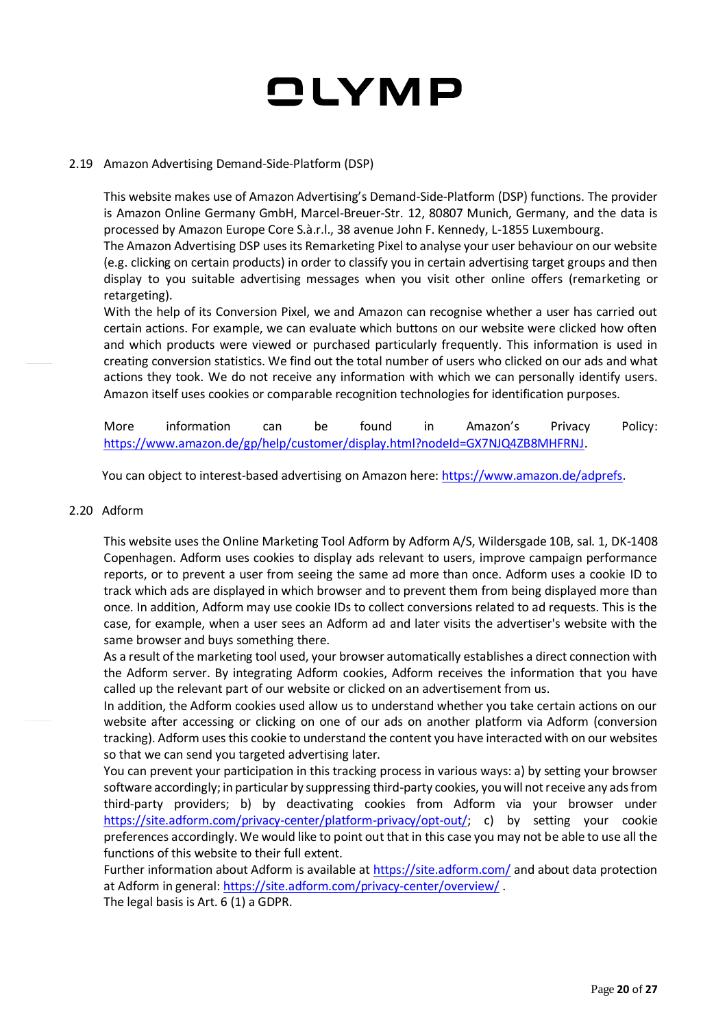## 2.19 Amazon Advertising Demand-Side-Platform (DSP)

This website makes use of Amazon Advertising's Demand-Side-Platform (DSP) functions. The provider is Amazon Online Germany GmbH, Marcel-Breuer-Str. 12, 80807 Munich, Germany, and the data is processed by Amazon Europe Core S.à.r.l., 38 avenue John F. Kennedy, L-1855 Luxembourg.
The Amazon Advertising DSP uses its Remarketing Pixel to analyse your user behaviour on our website (e.g. clicking on certain products) in order to classify you in certain advertising target groups and then display to you suitable advertising messages when you visit other online offers (remarketing or retargeting).
With the help of its Conversion Pixel, we and Amazon can recognise whether a user has carried out certain actions. For example, we can evaluate which buttons on our website were clicked how often and which products were viewed or purchased particularly frequently. This information is used in creating conversion statistics. We find out the total number of users who clicked on our ads and what actions they took. We do not receive any information with which we can personally identify users. Amazon itself uses cookies or comparable recognition technologies for identification purposes.

More information can be found in Amazon's Privacy Policy: https://www.amazon.de/gp/help/customer/display.html?nodeId=GX7NJQ4ZB8MHFRNJ.

You can object to interest-based advertising on Amazon here: https://www.amazon.de/adprefs.

## 2.20 Adform

This website uses the Online Marketing Tool Adform by Adform A/S, Wildersgade 10B, sal. 1, DK-1408 Copenhagen. Adform uses cookies to display ads relevant to users, improve campaign performance reports, or to prevent a user from seeing the same ad more than once. Adform uses a cookie ID to track which ads are displayed in which browser and to prevent them from being displayed more than once. In addition, Adform may use cookie IDs to collect conversions related to ad requests. This is the case, for example, when a user sees an Adform ad and later visits the advertiser's website with the same browser and buys something there.
As a result of the marketing tool used, your browser automatically establishes a direct connection with the Adform server. By integrating Adform cookies, Adform receives the information that you have called up the relevant part of our website or clicked on an advertisement from us.
In addition, the Adform cookies used allow us to understand whether you take certain actions on our website after accessing or clicking on one of our ads on another platform via Adform (conversion tracking). Adform uses this cookie to understand the content you have interacted with on our websites so that we can send you targeted advertising later.
You can prevent your participation in this tracking process in various ways: a) by setting your browser software accordingly; in particular by suppressing third-party cookies, you will not receive any ads from third-party providers; b) by deactivating cookies from Adform via your browser under https://site.adform.com/privacy-center/platform-privacy/opt-out/; c) by setting your cookie preferences accordingly. We would like to point out that in this case you may not be able to use all the functions of this website to their full extent.
Further information about Adform is available at https://site.adform.com/ and about data protection at Adform in general: https://site.adform.com/privacy-center/overview/ .
The legal basis is Art. 6 (1) a GDPR.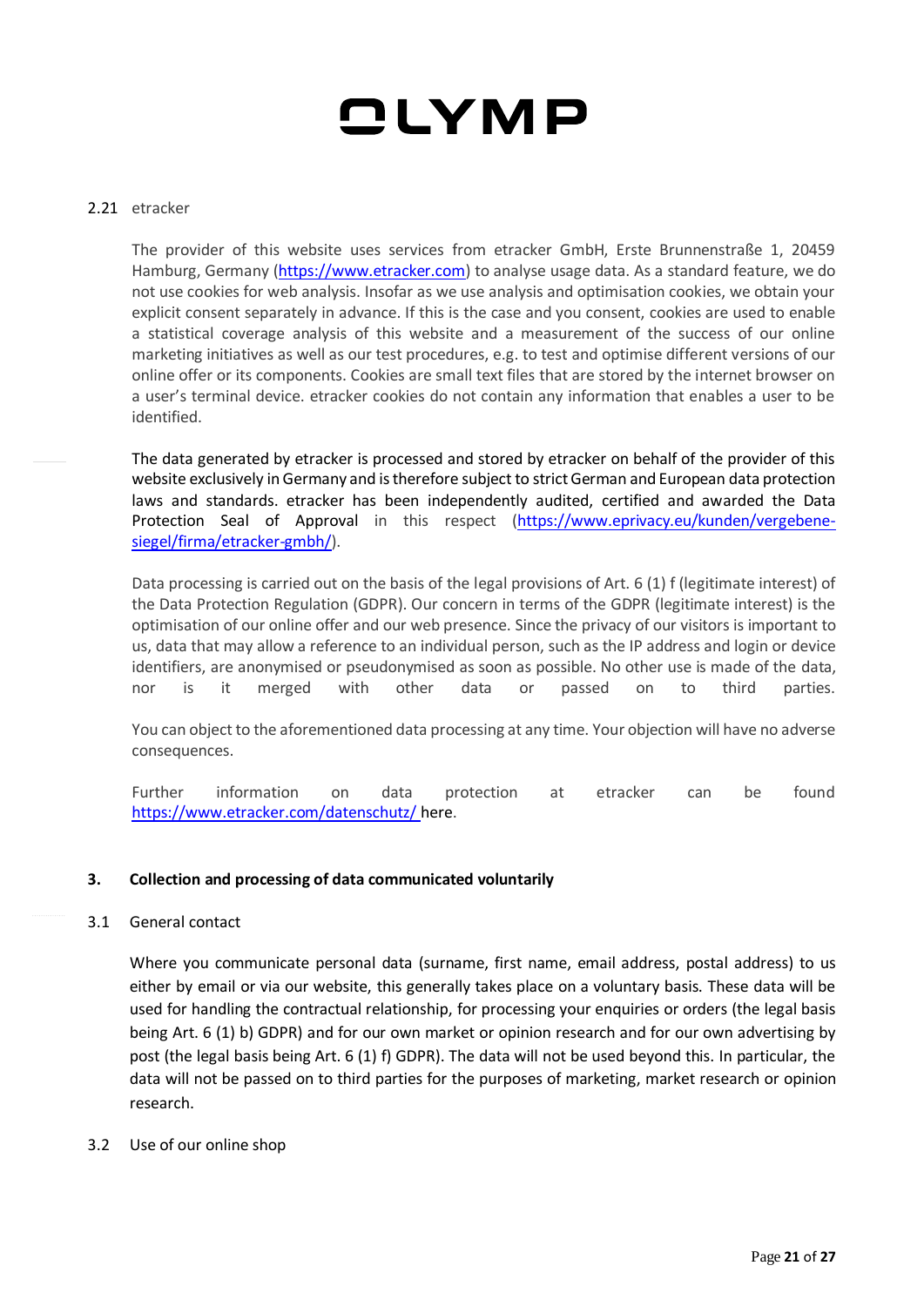### 2.21 etracker

The provider of this website uses services from etracker GmbH, Erste Brunnenstraße 1, 20459 Hamburg, Germany (https://www.etracker.com) to analyse usage data. As a standard feature, we do not use cookies for web analysis. Insofar as we use analysis and optimisation cookies, we obtain your explicit consent separately in advance. If this is the case and you consent, cookies are used to enable a statistical coverage analysis of this website and a measurement of the success of our online marketing initiatives as well as our test procedures, e.g. to test and optimise different versions of our online offer or its components. Cookies are small text files that are stored by the internet browser on a user's terminal device. etracker cookies do not contain any information that enables a user to be identified.

The data generated by etracker is processed and stored by etracker on behalf of the provider of this website exclusively in Germany and is therefore subject to strict German and European data protection laws and standards. etracker has been independently audited, certified and awarded the Data Protection Seal of Approval in this respect (https://www.eprivacy.eu/kunden/vergebene-siegel/firma/etracker-gmbh/).

Data processing is carried out on the basis of the legal provisions of Art. 6 (1) f (legitimate interest) of the Data Protection Regulation (GDPR). Our concern in terms of the GDPR (legitimate interest) is the optimisation of our online offer and our web presence. Since the privacy of our visitors is important to us, data that may allow a reference to an individual person, such as the IP address and login or device identifiers, are anonymised or pseudonymised as soon as possible. No other use is made of the data, nor is it merged with other data or passed on to third parties.

You can object to the aforementioned data processing at any time. Your objection will have no adverse consequences.

Further information on data protection at etracker can be found https://www.etracker.com/datenschutz/ here.

## 3. Collection and processing of data communicated voluntarily

### 3.1 General contact

Where you communicate personal data (surname, first name, email address, postal address) to us either by email or via our website, this generally takes place on a voluntary basis. These data will be used for handling the contractual relationship, for processing your enquiries or orders (the legal basis being Art. 6 (1) b) GDPR) and for our own market or opinion research and for our own advertising by post (the legal basis being Art. 6 (1) f) GDPR). The data will not be used beyond this. In particular, the data will not be passed on to third parties for the purposes of marketing, market research or opinion research.

### 3.2 Use of our online shop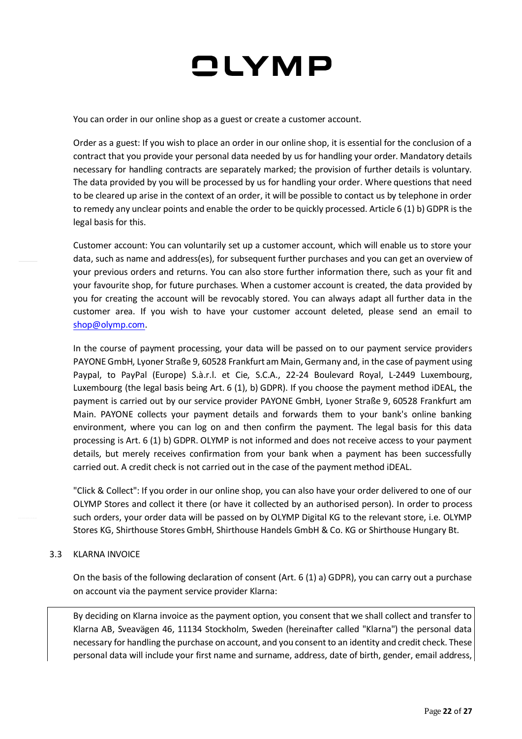You can order in our online shop as a guest or create a customer account.

Order as a guest: If you wish to place an order in our online shop, it is essential for the conclusion of a contract that you provide your personal data needed by us for handling your order. Mandatory details necessary for handling contracts are separately marked; the provision of further details is voluntary. The data provided by you will be processed by us for handling your order. Where questions that need to be cleared up arise in the context of an order, it will be possible to contact us by telephone in order to remedy any unclear points and enable the order to be quickly processed. Article 6 (1) b) GDPR is the legal basis for this.

Customer account: You can voluntarily set up a customer account, which will enable us to store your data, such as name and address(es), for subsequent further purchases and you can get an overview of your previous orders and returns. You can also store further information there, such as your fit and your favourite shop, for future purchases. When a customer account is created, the data provided by you for creating the account will be revocably stored. You can always adapt all further data in the customer area. If you wish to have your customer account deleted, please send an email to shop@olymp.com.

In the course of payment processing, your data will be passed on to our payment service providers PAYONE GmbH, Lyoner Straße 9, 60528 Frankfurt am Main, Germany and, in the case of payment using Paypal, to PayPal (Europe) S.à.r.l. et Cie, S.C.A., 22-24 Boulevard Royal, L-2449 Luxembourg, Luxembourg (the legal basis being Art. 6 (1), b) GDPR). If you choose the payment method iDEAL, the payment is carried out by our service provider PAYONE GmbH, Lyoner Straße 9, 60528 Frankfurt am Main. PAYONE collects your payment details and forwards them to your bank's online banking environment, where you can log on and then confirm the payment. The legal basis for this data processing is Art. 6 (1) b) GDPR. OLYMP is not informed and does not receive access to your payment details, but merely receives confirmation from your bank when a payment has been successfully carried out. A credit check is not carried out in the case of the payment method iDEAL.

"Click & Collect": If you order in our online shop, you can also have your order delivered to one of our OLYMP Stores and collect it there (or have it collected by an authorised person). In order to process such orders, your order data will be passed on by OLYMP Digital KG to the relevant store, i.e. OLYMP Stores KG, Shirthouse Stores GmbH, Shirthouse Handels GmbH & Co. KG or Shirthouse Hungary Bt.

### 3.3 KLARNA INVOICE

On the basis of the following declaration of consent (Art. 6 (1) a) GDPR), you can carry out a purchase on account via the payment service provider Klarna:

> By deciding on Klarna invoice as the payment option, you consent that we shall collect and transfer to Klarna AB, Sveavägen 46, 11134 Stockholm, Sweden (hereinafter called "Klarna") the personal data necessary for handling the purchase on account, and you consent to an identity and credit check. These personal data will include your first name and surname, address, date of birth, gender, email address,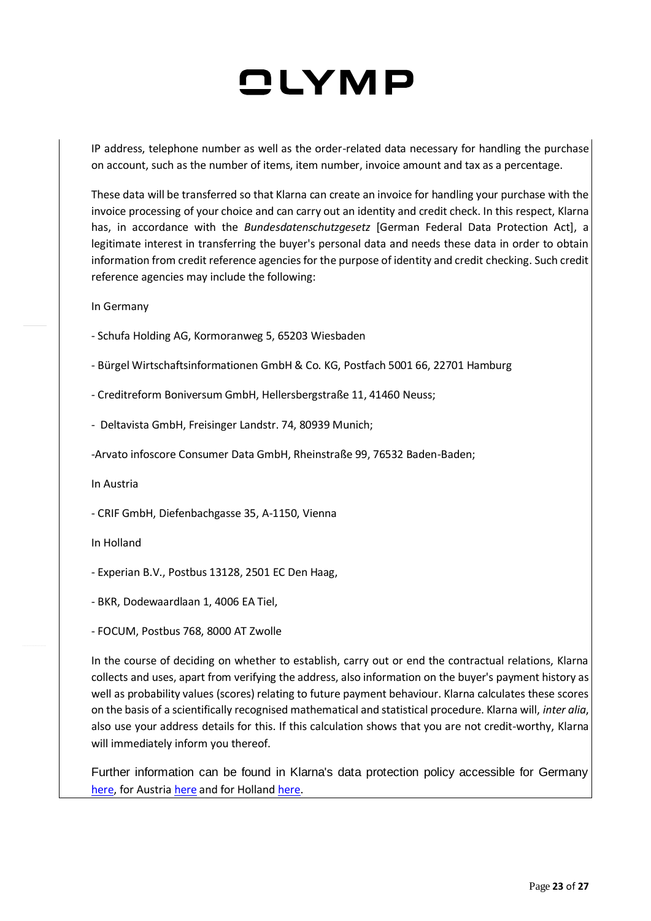IP address, telephone number as well as the order-related data necessary for handling the purchase on account, such as the number of items, item number, invoice amount and tax as a percentage.

These data will be transferred so that Klarna can create an invoice for handling your purchase with the invoice processing of your choice and can carry out an identity and credit check. In this respect, Klarna has, in accordance with the *Bundesdatenschutzgesetz* [German Federal Data Protection Act], a legitimate interest in transferring the buyer's personal data and needs these data in order to obtain information from credit reference agencies for the purpose of identity and credit checking. Such credit reference agencies may include the following:

In Germany

- Schufa Holding AG, Kormoranweg 5, 65203 Wiesbaden

- Bürgel Wirtschaftsinformationen GmbH & Co. KG, Postfach 5001 66, 22701 Hamburg

- Creditreform Boniversum GmbH, Hellersbergstraße 11, 41460 Neuss;

- Deltavista GmbH, Freisinger Landstr. 74, 80939 Munich;

-Arvato infoscore Consumer Data GmbH, Rheinstraße 99, 76532 Baden-Baden;

In Austria

- CRIF GmbH, Diefenbachgasse 35, A-1150, Vienna

In Holland

- Experian B.V., Postbus 13128, 2501 EC Den Haag,

- BKR, Dodewaardlaan 1, 4006 EA Tiel,

- FOCUM, Postbus 768, 8000 AT Zwolle

In the course of deciding on whether to establish, carry out or end the contractual relations, Klarna collects and uses, apart from verifying the address, also information on the buyer's payment history as well as probability values (scores) relating to future payment behaviour. Klarna calculates these scores on the basis of a scientifically recognised mathematical and statistical procedure. Klarna will, *inter alia*, also use your address details for this. If this calculation shows that you are not credit-worthy, Klarna will immediately inform you thereof.

Further information can be found in Klarna's data protection policy accessible for Germany here, for Austria here and for Holland here.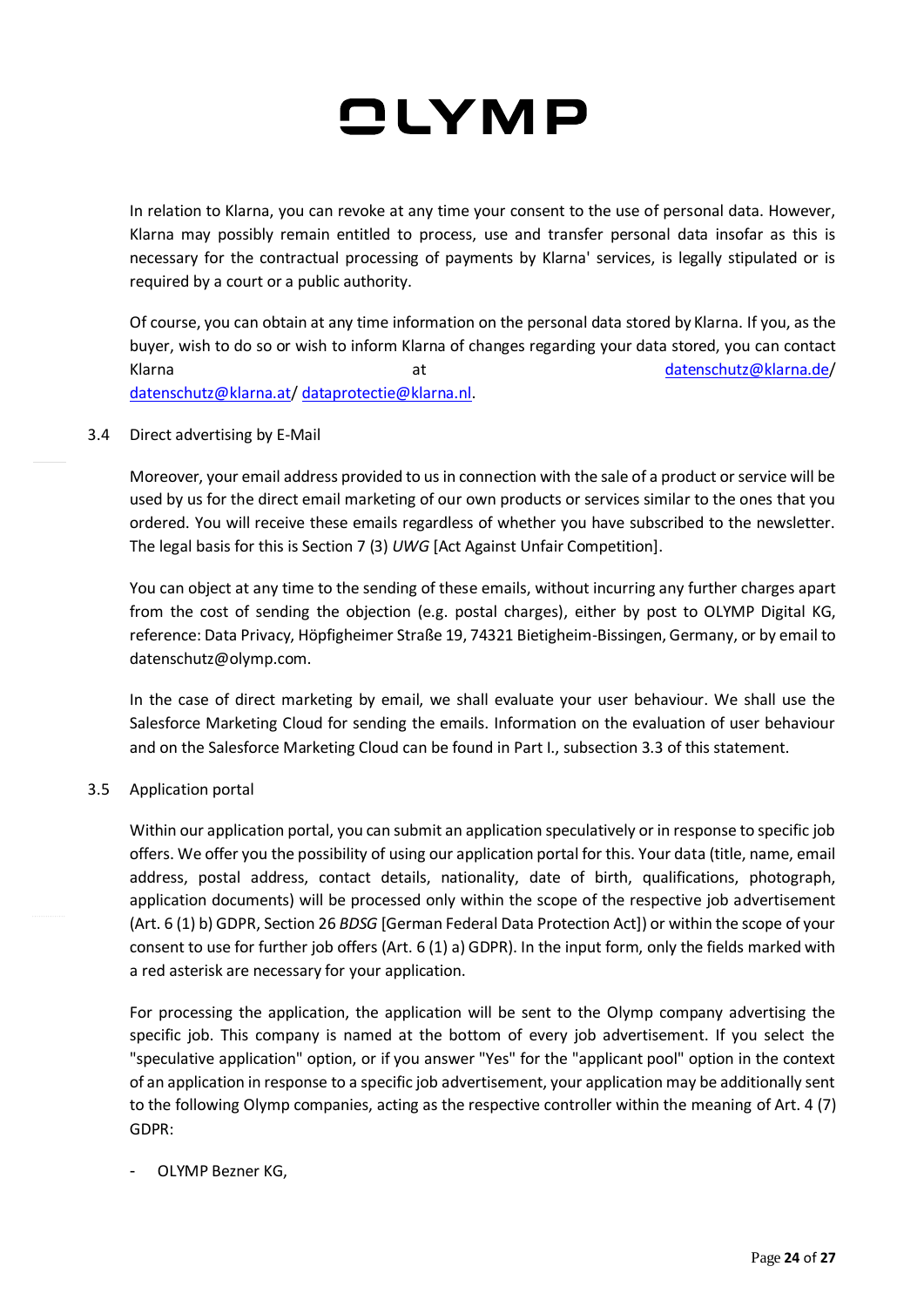In relation to Klarna, you can revoke at any time your consent to the use of personal data. However, Klarna may possibly remain entitled to process, use and transfer personal data insofar as this is necessary for the contractual processing of payments by Klarna' services, is legally stipulated or is required by a court or a public authority.

Of course, you can obtain at any time information on the personal data stored by Klarna. If you, as the buyer, wish to do so or wish to inform Klarna of changes regarding your data stored, you can contact Klarna at datenschutz@klarna.de/ datenschutz@klarna.at/ dataprotectie@klarna.nl.

### 3.4 Direct advertising by E-Mail

Moreover, your email address provided to us in connection with the sale of a product or service will be used by us for the direct email marketing of our own products or services similar to the ones that you ordered. You will receive these emails regardless of whether you have subscribed to the newsletter. The legal basis for this is Section 7 (3) *UWG* [Act Against Unfair Competition].

You can object at any time to the sending of these emails, without incurring any further charges apart from the cost of sending the objection (e.g. postal charges), either by post to OLYMP Digital KG, reference: Data Privacy, Höpfigheimer Straße 19, 74321 Bietigheim-Bissingen, Germany, or by email to datenschutz@olymp.com.

In the case of direct marketing by email, we shall evaluate your user behaviour. We shall use the Salesforce Marketing Cloud for sending the emails. Information on the evaluation of user behaviour and on the Salesforce Marketing Cloud can be found in Part I., subsection 3.3 of this statement.

### 3.5 Application portal

Within our application portal, you can submit an application speculatively or in response to specific job offers. We offer you the possibility of using our application portal for this. Your data (title, name, email address, postal address, contact details, nationality, date of birth, qualifications, photograph, application documents) will be processed only within the scope of the respective job advertisement (Art. 6 (1) b) GDPR, Section 26 *BDSG* [German Federal Data Protection Act]) or within the scope of your consent to use for further job offers (Art. 6 (1) a) GDPR). In the input form, only the fields marked with a red asterisk are necessary for your application.

For processing the application, the application will be sent to the Olymp company advertising the specific job. This company is named at the bottom of every job advertisement. If you select the "speculative application" option, or if you answer "Yes" for the "applicant pool" option in the context of an application in response to a specific job advertisement, your application may be additionally sent to the following Olymp companies, acting as the respective controller within the meaning of Art. 4 (7) GDPR:

- OLYMP Bezner KG,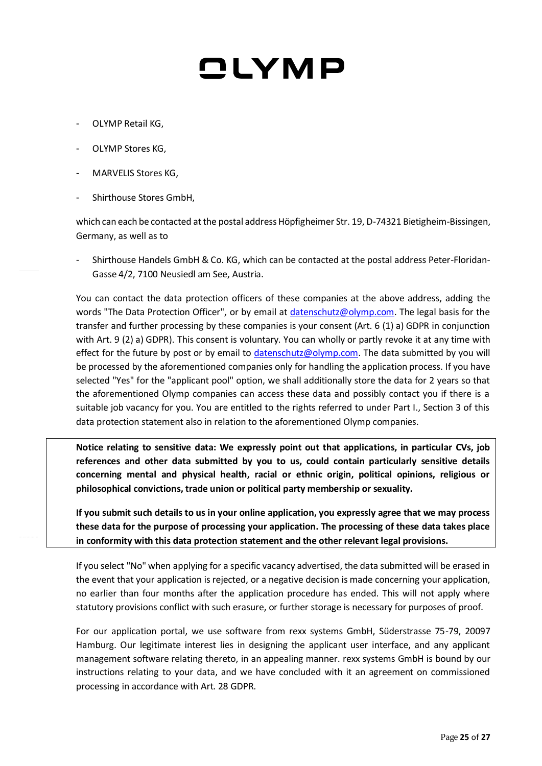- OLYMP Retail KG,
- OLYMP Stores KG,
- MARVELIS Stores KG,
- Shirthouse Stores GmbH,

which can each be contacted at the postal address Höpfigheimer Str. 19, D-74321 Bietigheim-Bissingen, Germany, as well as to

- Shirthouse Handels GmbH & Co. KG, which can be contacted at the postal address Peter-Floridan-Gasse 4/2, 7100 Neusiedl am See, Austria.

You can contact the data protection officers of these companies at the above address, adding the words "The Data Protection Officer", or by email at datenschutz@olymp.com. The legal basis for the transfer and further processing by these companies is your consent (Art. 6 (1) a) GDPR in conjunction with Art. 9 (2) a) GDPR). This consent is voluntary. You can wholly or partly revoke it at any time with effect for the future by post or by email to datenschutz@olymp.com. The data submitted by you will be processed by the aforementioned companies only for handling the application process. If you have selected "Yes" for the "applicant pool" option, we shall additionally store the data for 2 years so that the aforementioned Olymp companies can access these data and possibly contact you if there is a suitable job vacancy for you. You are entitled to the rights referred to under Part I., Section 3 of this data protection statement also in relation to the aforementioned Olymp companies.

**Notice relating to sensitive data: We expressly point out that applications, in particular CVs, job references and other data submitted by you to us, could contain particularly sensitive details concerning mental and physical health, racial or ethnic origin, political opinions, religious or philosophical convictions, trade union or political party membership or sexuality.**

**If you submit such details to us in your online application, you expressly agree that we may process these data for the purpose of processing your application. The processing of these data takes place in conformity with this data protection statement and the other relevant legal provisions.**

If you select "No" when applying for a specific vacancy advertised, the data submitted will be erased in the event that your application is rejected, or a negative decision is made concerning your application, no earlier than four months after the application procedure has ended. This will not apply where statutory provisions conflict with such erasure, or further storage is necessary for purposes of proof.

For our application portal, we use software from rexx systems GmbH, Süderstrasse 75-79, 20097 Hamburg. Our legitimate interest lies in designing the applicant user interface, and any applicant management software relating thereto, in an appealing manner. rexx systems GmbH is bound by our instructions relating to your data, and we have concluded with it an agreement on commissioned processing in accordance with Art. 28 GDPR.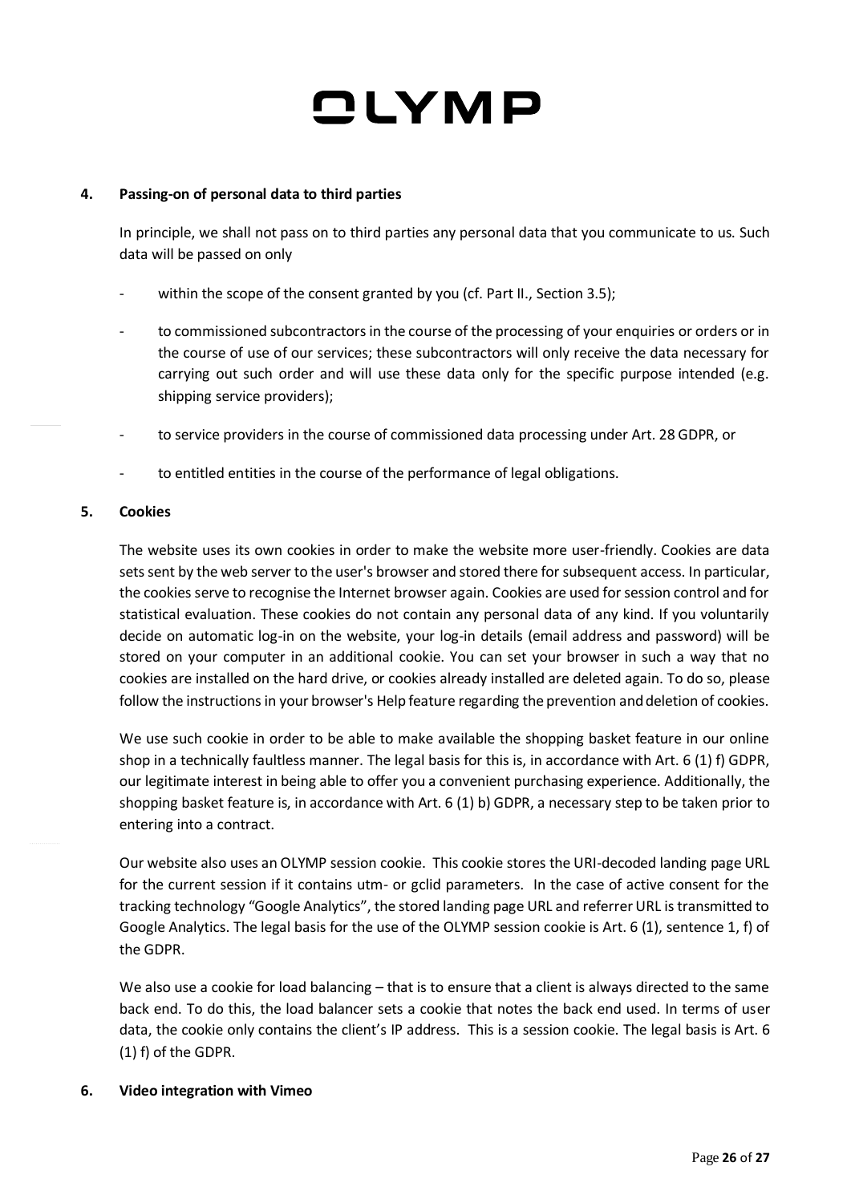## 4. Passing-on of personal data to third parties

In principle, we shall not pass on to third parties any personal data that you communicate to us. Such data will be passed on only

- within the scope of the consent granted by you (cf. Part II., Section 3.5);
- to commissioned subcontractors in the course of the processing of your enquiries or orders or in the course of use of our services; these subcontractors will only receive the data necessary for carrying out such order and will use these data only for the specific purpose intended (e.g. shipping service providers);
- to service providers in the course of commissioned data processing under Art. 28 GDPR, or
- to entitled entities in the course of the performance of legal obligations.

## 5. Cookies

The website uses its own cookies in order to make the website more user-friendly. Cookies are data sets sent by the web server to the user's browser and stored there for subsequent access. In particular, the cookies serve to recognise the Internet browser again. Cookies are used for session control and for statistical evaluation. These cookies do not contain any personal data of any kind. If you voluntarily decide on automatic log-in on the website, your log-in details (email address and password) will be stored on your computer in an additional cookie. You can set your browser in such a way that no cookies are installed on the hard drive, or cookies already installed are deleted again. To do so, please follow the instructions in your browser's Help feature regarding the prevention and deletion of cookies.

We use such cookie in order to be able to make available the shopping basket feature in our online shop in a technically faultless manner. The legal basis for this is, in accordance with Art. 6 (1) f) GDPR, our legitimate interest in being able to offer you a convenient purchasing experience. Additionally, the shopping basket feature is, in accordance with Art. 6 (1) b) GDPR, a necessary step to be taken prior to entering into a contract.

Our website also uses an OLYMP session cookie. This cookie stores the URI-decoded landing page URL for the current session if it contains utm- or gclid parameters. In the case of active consent for the tracking technology "Google Analytics", the stored landing page URL and referrer URL is transmitted to Google Analytics. The legal basis for the use of the OLYMP session cookie is Art. 6 (1), sentence 1, f) of the GDPR.

We also use a cookie for load balancing – that is to ensure that a client is always directed to the same back end. To do this, the load balancer sets a cookie that notes the back end used. In terms of user data, the cookie only contains the client's IP address. This is a session cookie. The legal basis is Art. 6 (1) f) of the GDPR.

## 6. Video integration with Vimeo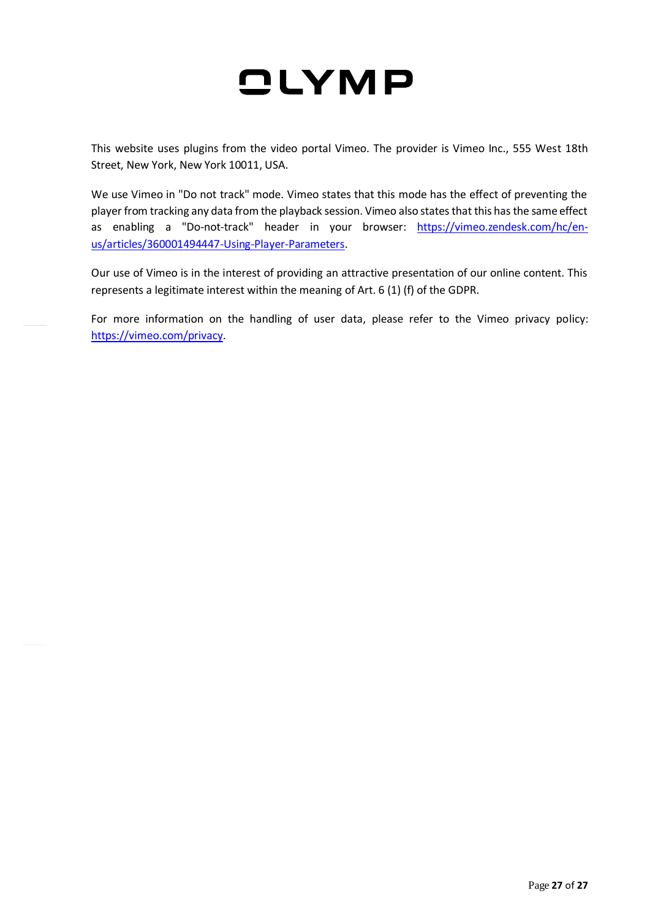This website uses plugins from the video portal Vimeo. The provider is Vimeo Inc., 555 West 18th Street, New York, New York 10011, USA.

We use Vimeo in "Do not track" mode. Vimeo states that this mode has the effect of preventing the player from tracking any data from the playback session. Vimeo also states that this has the same effect as enabling a "Do-not-track" header in your browser: https://vimeo.zendesk.com/hc/en-us/articles/360001494447-Using-Player-Parameters.

Our use of Vimeo is in the interest of providing an attractive presentation of our online content. This represents a legitimate interest within the meaning of Art. 6 (1) (f) of the GDPR.

For more information on the handling of user data, please refer to the Vimeo privacy policy: https://vimeo.com/privacy.